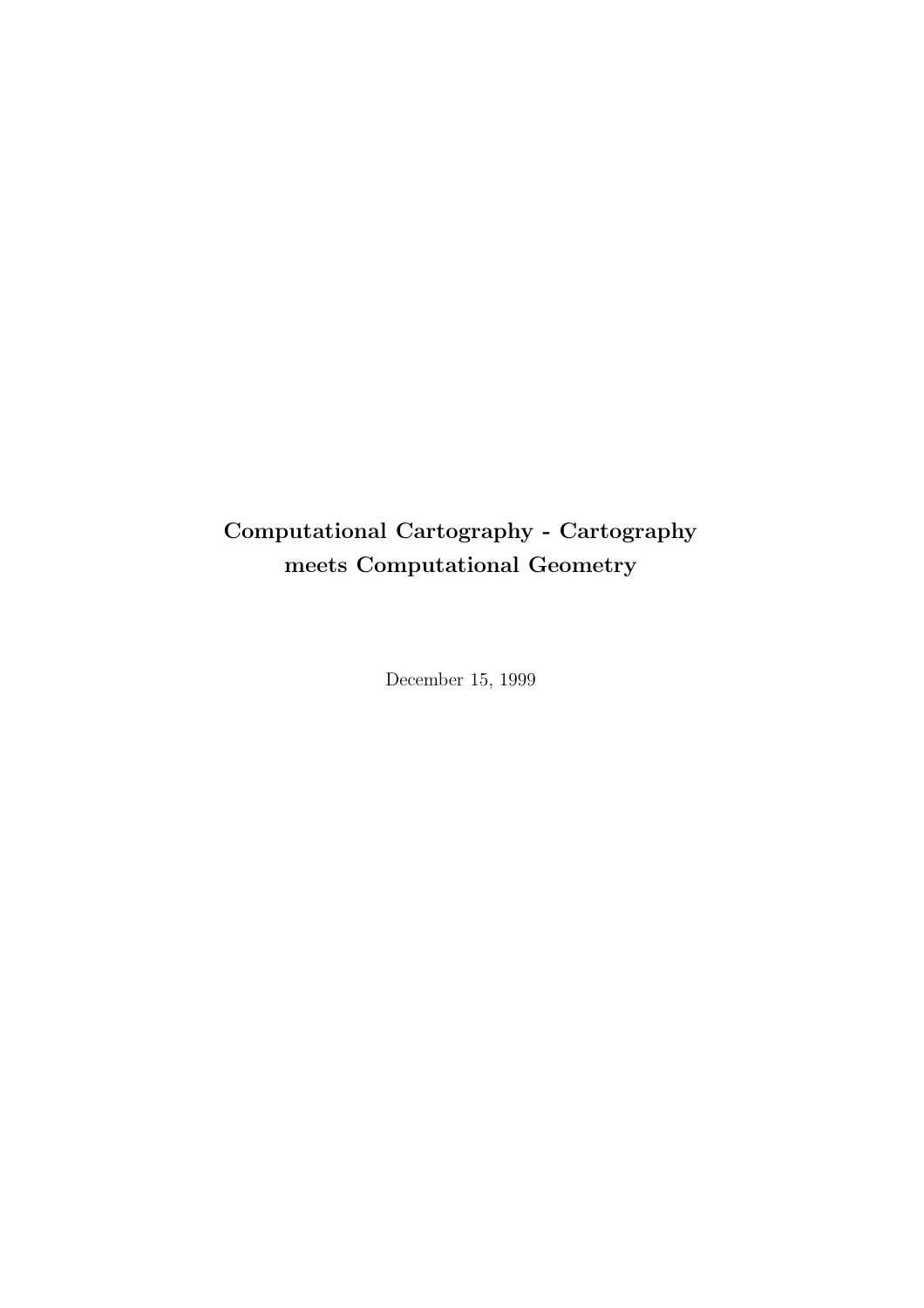# Computational Cartography - Cartography meets Computational Geometry

December 15, 1999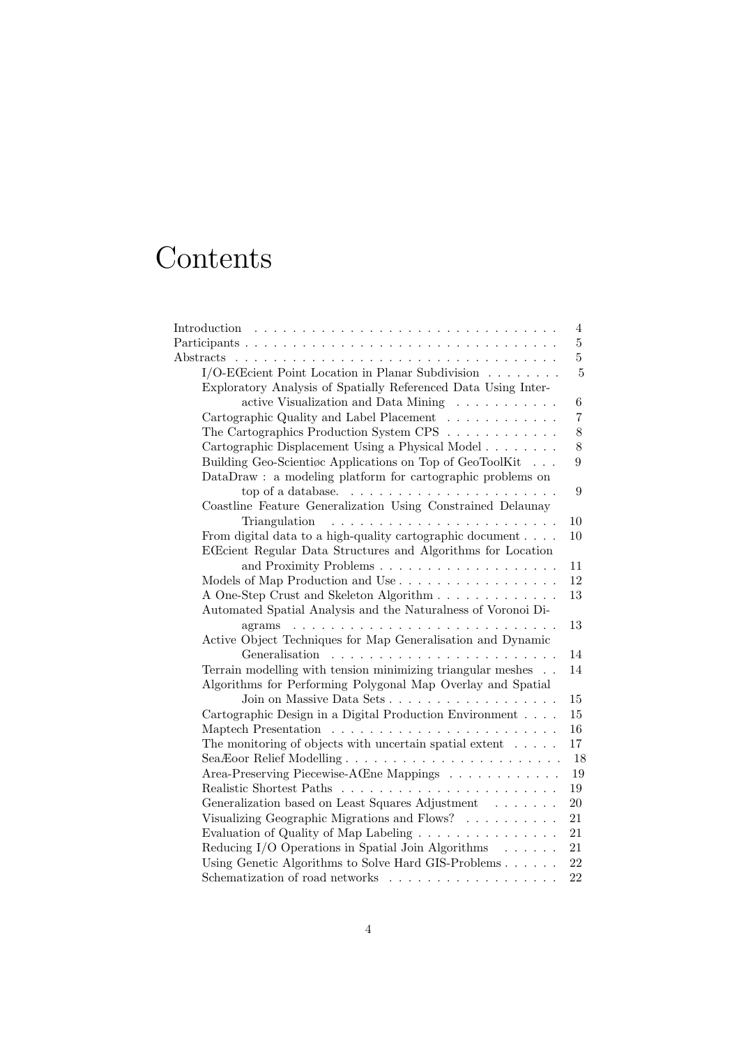# Contents

- Introduction . . . . . . . . . . . . . . . . . . . . . . . . . . . . . . . . . 4
- Participants . . . . . . . . . . . . . . . . . . . . . . . . . . . . . . . . . 5
- Abstracts . . . . . . . . . . . . . . . . . . . . . . . . . . . . . . . . . 5
  - I/O-EŒcient Point Location in Planar Subdivision . . . . . . . . 5
  - Exploratory Analysis of Spatially Referenced Data Using Interactive Visualization and Data Mining . . . . . . . . . . . 6
  - Cartographic Quality and Label Placement . . . . . . . . . . . . 7
  - The Cartographics Production System CPS . . . . . . . . . . . . 8
  - Cartographic Displacement Using a Physical Model . . . . . . . . 8
  - Building Geo-Scientiøc Applications on Top of GeoToolKit . . . 9
  - DataDraw : a modeling platform for cartographic problems on top of a database. . . . . . . . . . . . . . . . . . . . . . . 9
  - Coastline Feature Generalization Using Constrained Delaunay Triangulation . . . . . . . . . . . . . . . . . . . . . . . . 10
  - From digital data to a high-quality cartographic document . . . . 10
  - EŒcient Regular Data Structures and Algorithms for Location and Proximity Problems . . . . . . . . . . . . . . . . . . . 11
  - Models of Map Production and Use . . . . . . . . . . . . . . . . . 12
  - A One-Step Crust and Skeleton Algorithm . . . . . . . . . . . . . 13
  - Automated Spatial Analysis and the Naturalness of Voronoi Diagrams . . . . . . . . . . . . . . . . . . . . . . . . . . . . 13
  - Active Object Techniques for Map Generalisation and Dynamic Generalisation . . . . . . . . . . . . . . . . . . . . . . . . 14
  - Terrain modelling with tension minimizing triangular meshes . . 14
  - Algorithms for Performing Polygonal Map Overlay and Spatial Join on Massive Data Sets . . . . . . . . . . . . . . . . . . 15
  - Cartographic Design in a Digital Production Environment . . . . 15
  - Maptech Presentation . . . . . . . . . . . . . . . . . . . . . . . . 16
  - The monitoring of objects with uncertain spatial extent . . . . . 17
  - SeaÆoor Relief Modelling . . . . . . . . . . . . . . . . . . . . . . . 18
  - Area-Preserving Piecewise-AŒne Mappings . . . . . . . . . . . . 19
  - Realistic Shortest Paths . . . . . . . . . . . . . . . . . . . . . . . 19
  - Generalization based on Least Squares Adjustment . . . . . . . 20
  - Visualizing Geographic Migrations and Flows? . . . . . . . . . . 21
  - Evaluation of Quality of Map Labeling . . . . . . . . . . . . . . . 21
  - Reducing I/O Operations in Spatial Join Algorithms . . . . . . 21
  - Using Genetic Algorithms to Solve Hard GIS-Problems . . . . . . 22
  - Schematization of road networks . . . . . . . . . . . . . . . . . . 22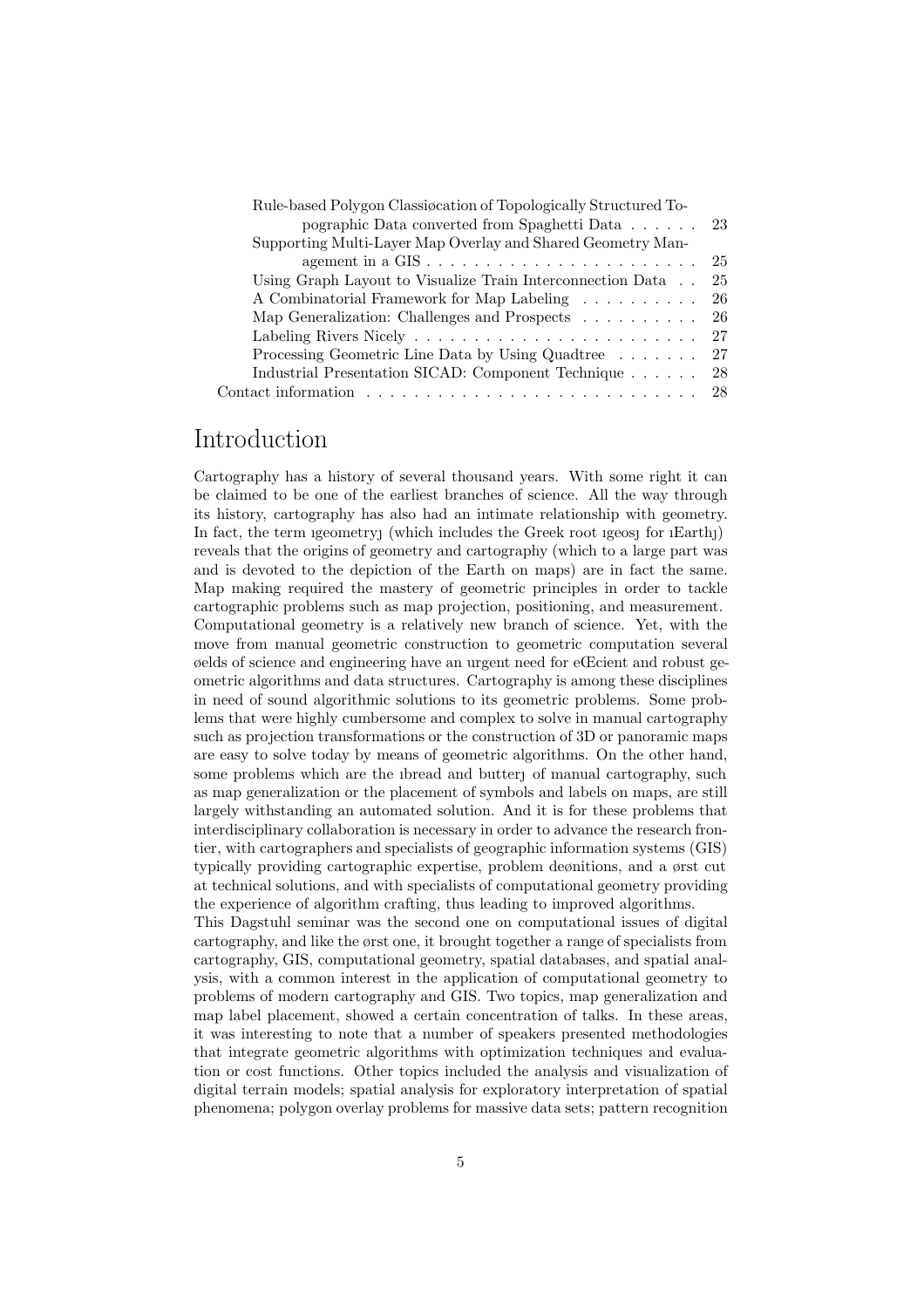Rule-based Polygon Classiøcation of Topologically Structured Topographic Data converted from Spaghetti Data . . . . . . 23
Supporting Multi-Layer Map Overlay and Shared Geometry Management in a GIS . . . . . . . . . . . . . . . . . . . . . . . 25
Using Graph Layout to Visualize Train Interconnection Data . . 25
A Combinatorial Framework for Map Labeling . . . . . . . . . . 26
Map Generalization: Challenges and Prospects . . . . . . . . . . 26
Labeling Rivers Nicely . . . . . . . . . . . . . . . . . . . . . . . . 27
Processing Geometric Line Data by Using Quadtree . . . . . . . 27
Industrial Presentation SICAD: Component Technique . . . . . . 28
Contact information . . . . . . . . . . . . . . . . . . . . . . . . . . . 28

# Introduction

Cartography has a history of several thousand years. With some right it can be claimed to be one of the earliest branches of science. All the way through its history, cartography has also had an intimate relationship with geometry. In fact, the term ıgeometryȷ (which includes the Greek root ıgeosȷ for ıEarthȷ) reveals that the origins of geometry and cartography (which to a large part was and is devoted to the depiction of the Earth on maps) are in fact the same. Map making required the mastery of geometric principles in order to tackle cartographic problems such as map projection, positioning, and measurement.
Computational geometry is a relatively new branch of science. Yet, with the move from manual geometric construction to geometric computation several øelds of science and engineering have an urgent need for eŒcient and robust geometric algorithms and data structures. Cartography is among these disciplines in need of sound algorithmic solutions to its geometric problems. Some problems that were highly cumbersome and complex to solve in manual cartography such as projection transformations or the construction of 3D or panoramic maps are easy to solve today by means of geometric algorithms. On the other hand, some problems which are the ıbread and butterȷ of manual cartography, such as map generalization or the placement of symbols and labels on maps, are still largely withstanding an automated solution. And it is for these problems that interdisciplinary collaboration is necessary in order to advance the research frontier, with cartographers and specialists of geographic information systems (GIS) typically providing cartographic expertise, problem deønitions, and a ørst cut at technical solutions, and with specialists of computational geometry providing the experience of algorithm crafting, thus leading to improved algorithms.
This Dagstuhl seminar was the second one on computational issues of digital cartography, and like the ørst one, it brought together a range of specialists from cartography, GIS, computational geometry, spatial databases, and spatial analysis, with a common interest in the application of computational geometry to problems of modern cartography and GIS. Two topics, map generalization and map label placement, showed a certain concentration of talks. In these areas, it was interesting to note that a number of speakers presented methodologies that integrate geometric algorithms with optimization techniques and evaluation or cost functions. Other topics included the analysis and visualization of digital terrain models; spatial analysis for exploratory interpretation of spatial phenomena; polygon overlay problems for massive data sets; pattern recognition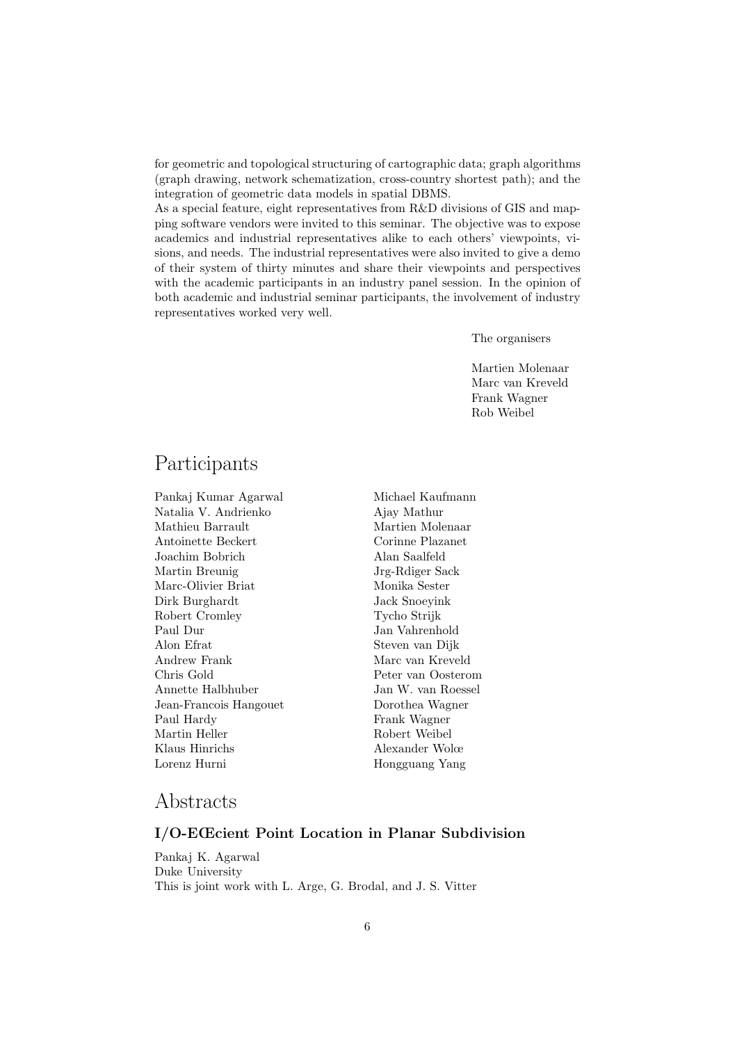for geometric and topological structuring of cartographic data; graph algorithms (graph drawing, network schematization, cross-country shortest path); and the integration of geometric data models in spatial DBMS.

As a special feature, eight representatives from R&D divisions of GIS and mapping software vendors were invited to this seminar. The objective was to expose academics and industrial representatives alike to each others' viewpoints, visions, and needs. The industrial representatives were also invited to give a demo of their system of thirty minutes and share their viewpoints and perspectives with the academic participants in an industry panel session. In the opinion of both academic and industrial seminar participants, the involvement of industry representatives worked very well.

The organisers

Martien Molenaar
Marc van Kreveld
Frank Wagner
Rob Weibel

# Participants

Pankaj Kumar Agarwal
Natalia V. Andrienko
Mathieu Barrault
Antoinette Beckert
Joachim Bobrich
Martin Breunig
Marc-Olivier Briat
Dirk Burghardt
Robert Cromley
Paul Dur
Alon Efrat
Andrew Frank
Chris Gold
Annette Halbhuber
Jean-Francois Hangouet
Paul Hardy
Martin Heller
Klaus Hinrichs
Lorenz Hurni
Michael Kaufmann
Ajay Mathur
Martien Molenaar
Corinne Plazanet
Alan Saalfeld
Jrg-Rdiger Sack
Monika Sester
Jack Snoeyink
Tycho Strijk
Jan Vahrenhold
Steven van Dijk
Marc van Kreveld
Peter van Oosterom
Jan W. van Roessel
Dorothea Wagner
Frank Wagner
Robert Weibel
Alexander Wolœ
Hongguang Yang

# Abstracts

### I/O-EŒcient Point Location in Planar Subdivision

Pankaj K. Agarwal
Duke University
This is joint work with L. Arge, G. Brodal, and J. S. Vitter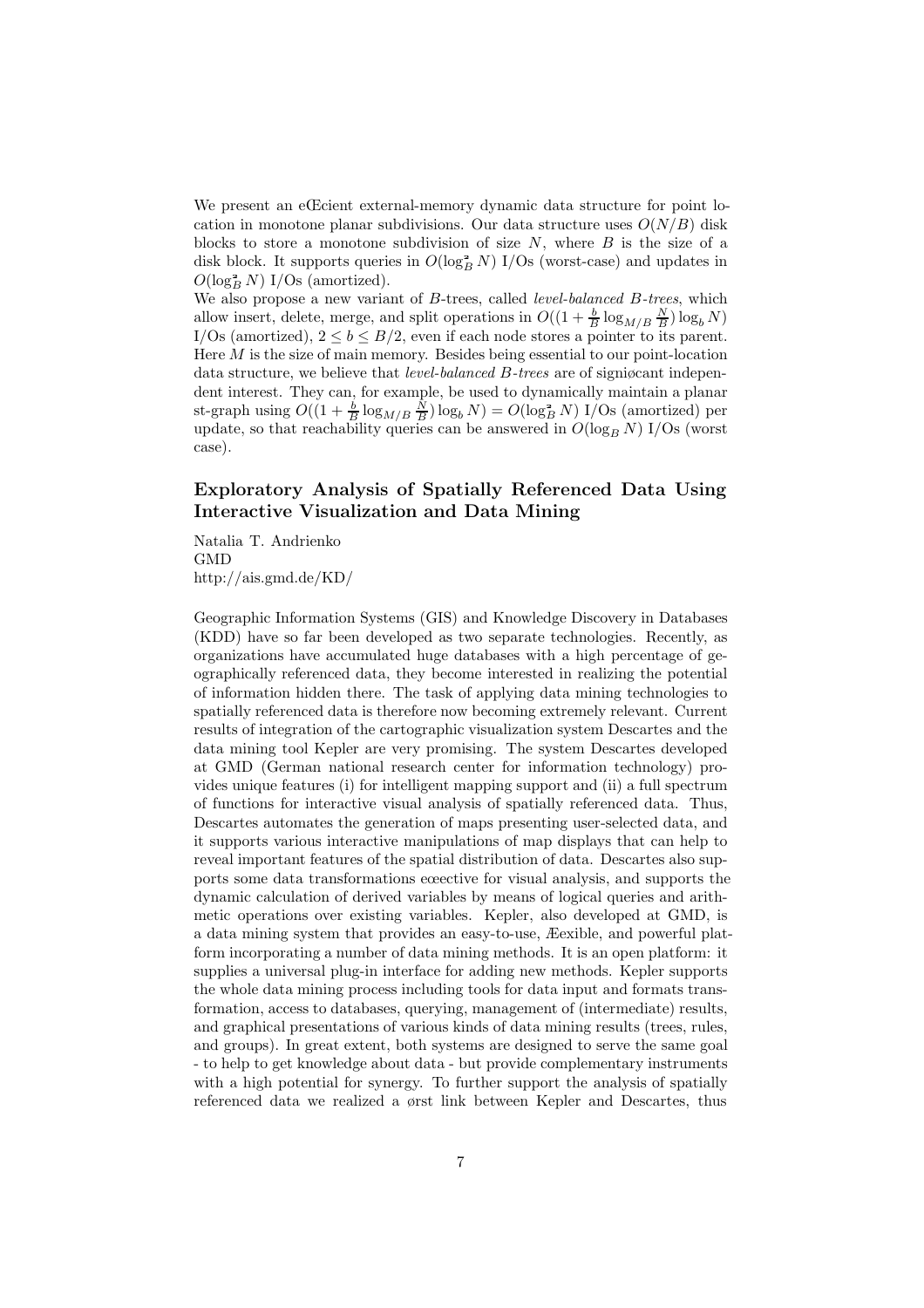We present an eŒcient external-memory dynamic data structure for point location in monotone planar subdivisions. Our data structure uses $O(N/B)$ disk blocks to store a monotone subdivision of size $N$, where $B$ is the size of a disk block. It supports queries in $O(\log_B^2 N)$ I/Os (worst-case) and updates in $O(\log_B^2 N)$ I/Os (amortized).

We also propose a new variant of $B$-trees, called *level-balanced B-trees*, which allow insert, delete, merge, and split operations in $O((1 + \frac{b}{B} \log_{M/B} \frac{N}{B}) \log_b N)$ I/Os (amortized), $2 \leq b \leq B/2$, even if each node stores a pointer to its parent. Here $M$ is the size of main memory. Besides being essential to our point-location data structure, we believe that *level-balanced B-trees* are of signiøcant independent interest. They can, for example, be used to dynamically maintain a planar st-graph using $O((1 + \frac{b}{B} \log_{M/B} \frac{N}{B}) \log_b N) = O(\log_B^2 N)$ I/Os (amortized) per update, so that reachability queries can be answered in $O(\log_B N)$ I/Os (worst case).

## Exploratory Analysis of Spatially Referenced Data Using Interactive Visualization and Data Mining

Natalia T. Andrienko
GMD
http://ais.gmd.de/KD/

Geographic Information Systems (GIS) and Knowledge Discovery in Databases (KDD) have so far been developed as two separate technologies. Recently, as organizations have accumulated huge databases with a high percentage of geographically referenced data, they become interested in realizing the potential of information hidden there. The task of applying data mining technologies to spatially referenced data is therefore now becoming extremely relevant. Current results of integration of the cartographic visualization system Descartes and the data mining tool Kepler are very promising. The system Descartes developed at GMD (German national research center for information technology) provides unique features (i) for intelligent mapping support and (ii) a full spectrum of functions for interactive visual analysis of spatially referenced data. Thus, Descartes automates the generation of maps presenting user-selected data, and it supports various interactive manipulations of map displays that can help to reveal important features of the spatial distribution of data. Descartes also supports some data transformations eœective for visual analysis, and supports the dynamic calculation of derived variables by means of logical queries and arithmetic operations over existing variables. Kepler, also developed at GMD, is a data mining system that provides an easy-to-use, Æexible, and powerful platform incorporating a number of data mining methods. It is an open platform: it supplies a universal plug-in interface for adding new methods. Kepler supports the whole data mining process including tools for data input and formats transformation, access to databases, querying, management of (intermediate) results, and graphical presentations of various kinds of data mining results (trees, rules, and groups). In great extent, both systems are designed to serve the same goal - to help to get knowledge about data - but provide complementary instruments with a high potential for synergy. To further support the analysis of spatially referenced data we realized a ørst link between Kepler and Descartes, thus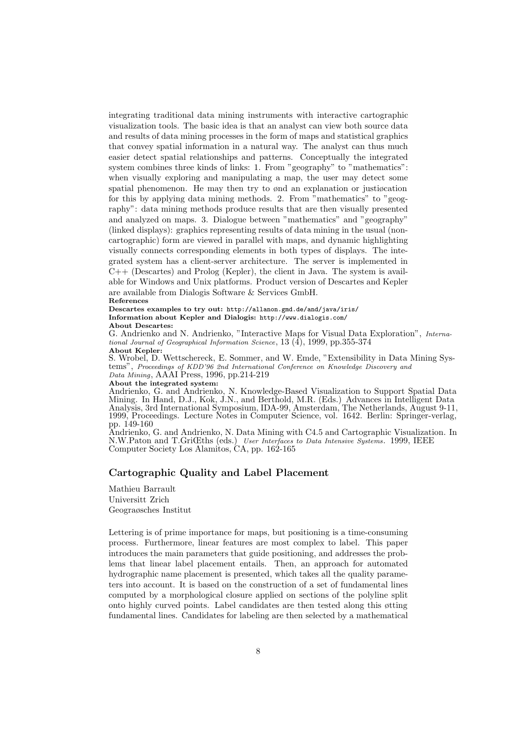integrating traditional data mining instruments with interactive cartographic visualization tools. The basic idea is that an analyst can view both source data and results of data mining processes in the form of maps and statistical graphics that convey spatial information in a natural way. The analyst can thus much easier detect spatial relationships and patterns. Conceptually the integrated system combines three kinds of links: 1. From "geography" to "mathematics": when visually exploring and manipulating a map, the user may detect some spatial phenomenon. He may then try to ønd an explanation or justiøcation for this by applying data mining methods. 2. From "mathematics" to "geography": data mining methods produce results that are then visually presented and analyzed on maps. 3. Dialogue between "mathematics" and "geography" (linked displays): graphics representing results of data mining in the usual (non-cartographic) form are viewed in parallel with maps, and dynamic highlighting visually connects corresponding elements in both types of displays. The integrated system has a client-server architecture. The server is implemented in C++ (Descartes) and Prolog (Kepler), the client in Java. The system is available for Windows and Unix platforms. Product version of Descartes and Kepler are available from Dialogis Software & Services GmbH.

**References**

**Descartes examples to try out:** `http://allanon.gmd.de/and/java/iris/`

**Information about Kepler and Dialogis:** `http://www.dialogis.com/`

**About Descartes:**

G. Andrienko and N. Andrienko, "Interactive Maps for Visual Data Exploration", *International Journal of Geographical Information Science*, 13 (4), 1999, pp.355-374

**About Kepler:**

S. Wrobel, D. Wettschereck, E. Sommer, and W. Emde, "Extensibility in Data Mining Systems", *Proceedings of KDD'96 2nd International Conference on Knowledge Discovery and Data Mining*, AAAI Press, 1996, pp.214-219

**About the integrated system:**

Andrienko, G. and Andrienko, N. Knowledge-Based Visualization to Support Spatial Data Mining. In Hand, D.J., Kok, J.N., and Berthold, M.R. (Eds.) Advances in Intelligent Data Analysis, 3rd International Symposium, IDA-99, Amsterdam, The Netherlands, August 9-11, 1999, Proceedings. Lecture Notes in Computer Science, vol. 1642. Berlin: Springer-verlag, pp. 149-160

Andrienko, G. and Andrienko, N. Data Mining with C4.5 and Cartographic Visualization. In N.W.Paton and T.GriŒths (eds.) *User Interfaces to Data Intensive Systems*. 1999, IEEE Computer Society Los Alamitos, CA, pp. 162-165

## Cartographic Quality and Label Placement

Mathieu Barrault
Universitt Zrich
Geograøsches Institut

Lettering is of prime importance for maps, but positioning is a time-consuming process. Furthermore, linear features are most complex to label. This paper introduces the main parameters that guide positioning, and addresses the problems that linear label placement entails. Then, an approach for automated hydrographic name placement is presented, which takes all the quality parameters into account. It is based on the construction of a set of fundamental lines computed by a morphological closure applied on sections of the polyline split onto highly curved points. Label candidates are then tested along this øtting fundamental lines. Candidates for labeling are then selected by a mathematical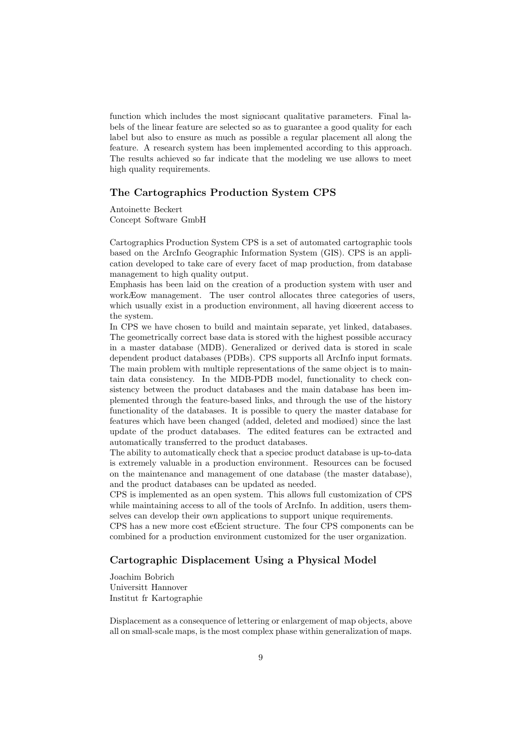function which includes the most signiøcant qualitative parameters. Final labels of the linear feature are selected so as to guarantee a good quality for each label but also to ensure as much as possible a regular placement all along the feature. A research system has been implemented according to this approach. The results achieved so far indicate that the modeling we use allows to meet high quality requirements.

### The Cartographics Production System CPS

Antoinette Beckert
Concept Software GmbH

Cartographics Production System CPS is a set of automated cartographic tools based on the ArcInfo Geographic Information System (GIS). CPS is an application developed to take care of every facet of map production, from database management to high quality output.
Emphasis has been laid on the creation of a production system with user and workÆow management. The user control allocates three categories of users, which usually exist in a production environment, all having diœerent access to the system.
In CPS we have chosen to build and maintain separate, yet linked, databases. The geometrically correct base data is stored with the highest possible accuracy in a master database (MDB). Generalized or derived data is stored in scale dependent product databases (PDBs). CPS supports all ArcInfo input formats. The main problem with multiple representations of the same object is to maintain data consistency. In the MDB-PDB model, functionality to check consistency between the product databases and the main database has been implemented through the feature-based links, and through the use of the history functionality of the databases. It is possible to query the master database for features which have been changed (added, deleted and modiøed) since the last update of the product databases. The edited features can be extracted and automatically transferred to the product databases.
The ability to automatically check that a speciøc product database is up-to-data is extremely valuable in a production environment. Resources can be focused on the maintenance and management of one database (the master database), and the product databases can be updated as needed.
CPS is implemented as an open system. This allows full customization of CPS while maintaining access to all of the tools of ArcInfo. In addition, users themselves can develop their own applications to support unique requirements.
CPS has a new more cost eÆcient structure. The four CPS components can be combined for a production environment customized for the user organization.

### Cartographic Displacement Using a Physical Model

Joachim Bobrich
Universitt Hannover
Institut fr Kartographie

Displacement as a consequence of lettering or enlargement of map objects, above all on small-scale maps, is the most complex phase within generalization of maps.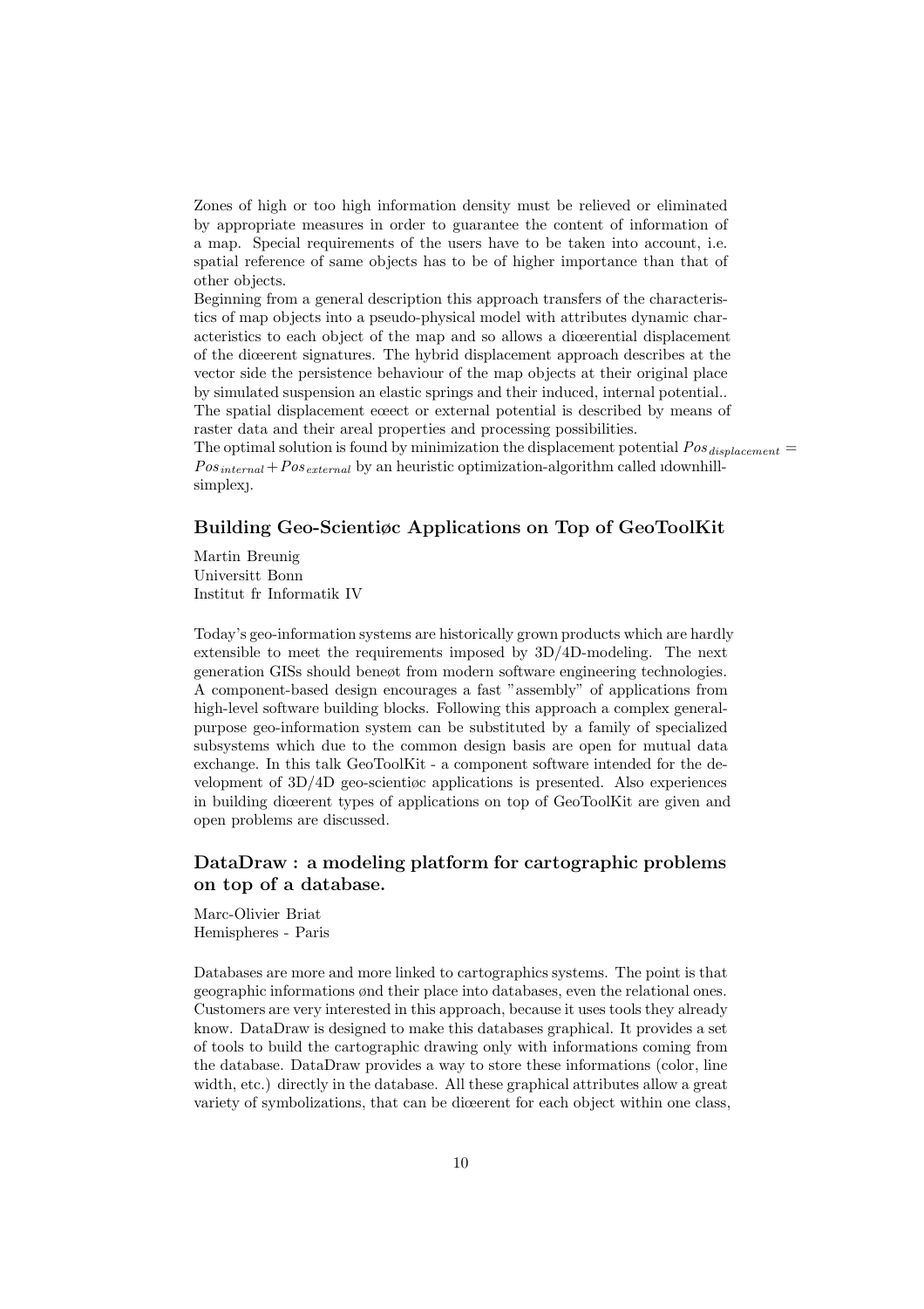Zones of high or too high information density must be relieved or eliminated by appropriate measures in order to guarantee the content of information of a map. Special requirements of the users have to be taken into account, i.e. spatial reference of same objects has to be of higher importance than that of other objects.
Beginning from a general description this approach transfers of the characteristics of map objects into a pseudo-physical model with attributes dynamic characteristics to each object of the map and so allows a diœerential displacement of the diœerent signatures. The hybrid displacement approach describes at the vector side the persistence behaviour of the map objects at their original place by simulated suspension an elastic springs and their induced, internal potential.. The spatial displacement eœect or external potential is described by means of raster data and their areal properties and processing possibilities.
The optimal solution is found by minimization the displacement potential $Pos_{displacement} = Pos_{internal} + Pos_{external}$ by an heuristic optimization-algorithm called ıdownhill-simplexȷ.

### Building Geo-Scientiøc Applications on Top of GeoToolKit

Martin Breunig
Universitt Bonn
Institut fr Informatik IV

Today's geo-information systems are historically grown products which are hardly extensible to meet the requirements imposed by 3D/4D-modeling. The next generation GISs should beneøt from modern software engineering technologies. A component-based design encourages a fast "assembly" of applications from high-level software building blocks. Following this approach a complex general-purpose geo-information system can be substituted by a family of specialized subsystems which due to the common design basis are open for mutual data exchange. In this talk GeoToolKit - a component software intended for the development of 3D/4D geo-scientiøc applications is presented. Also experiences in building diœerent types of applications on top of GeoToolKit are given and open problems are discussed.

### DataDraw : a modeling platform for cartographic problems on top of a database.

Marc-Olivier Briat
Hemispheres - Paris

Databases are more and more linked to cartographics systems. The point is that geographic informations ønd their place into databases, even the relational ones. Customers are very interested in this approach, because it uses tools they already know. DataDraw is designed to make this databases graphical. It provides a set of tools to build the cartographic drawing only with informations coming from the database. DataDraw provides a way to store these informations (color, line width, etc.) directly in the database. All these graphical attributes allow a great variety of symbolizations, that can be diœerent for each object within one class,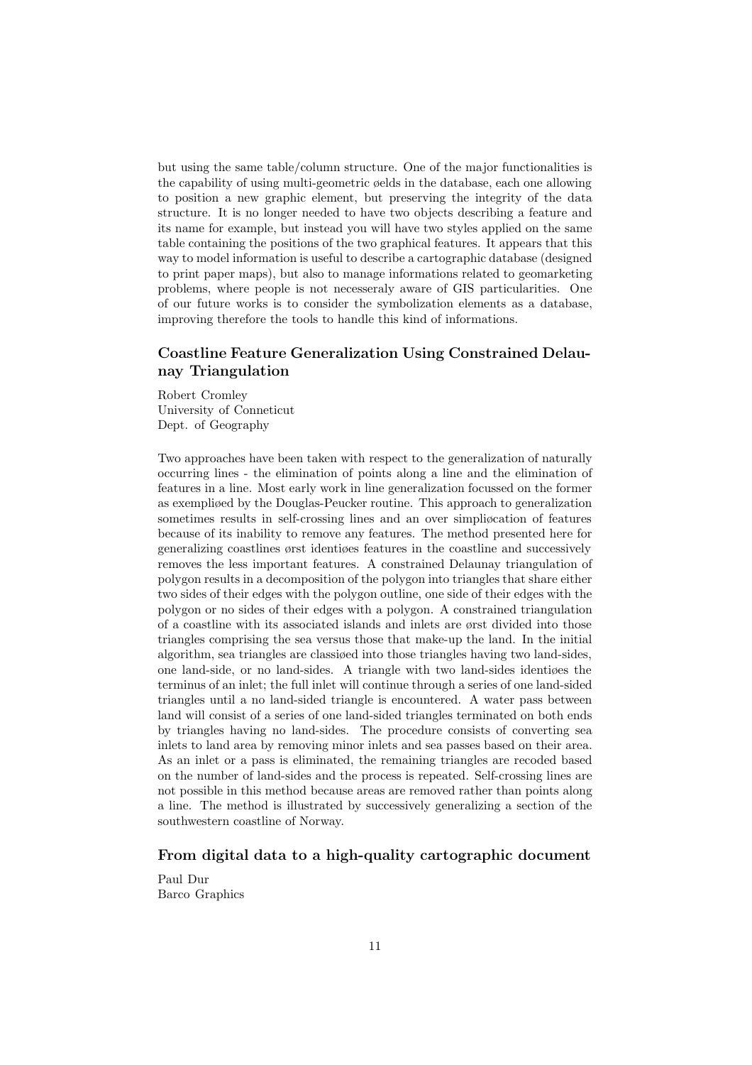but using the same table/column structure. One of the major functionalities is the capability of using multi-geometric øelds in the database, each one allowing to position a new graphic element, but preserving the integrity of the data structure. It is no longer needed to have two objects describing a feature and its name for example, but instead you will have two styles applied on the same table containing the positions of the two graphical features. It appears that this way to model information is useful to describe a cartographic database (designed to print paper maps), but also to manage informations related to geomarketing problems, where people is not necesseraly aware of GIS particularities. One of our future works is to consider the symbolization elements as a database, improving therefore the tools to handle this kind of informations.

### Coastline Feature Generalization Using Constrained Delaunay Triangulation

Robert Cromley
University of Conneticut
Dept. of Geography

Two approaches have been taken with respect to the generalization of naturally occurring lines - the elimination of points along a line and the elimination of features in a line. Most early work in line generalization focussed on the former as exempliøed by the Douglas-Peucker routine. This approach to generalization sometimes results in self-crossing lines and an over simpliøcation of features because of its inability to remove any features. The method presented here for generalizing coastlines ørst identiøes features in the coastline and successively removes the less important features. A constrained Delaunay triangulation of polygon results in a decomposition of the polygon into triangles that share either two sides of their edges with the polygon outline, one side of their edges with the polygon or no sides of their edges with a polygon. A constrained triangulation of a coastline with its associated islands and inlets are ørst divided into those triangles comprising the sea versus those that make-up the land. In the initial algorithm, sea triangles are classiøed into those triangles having two land-sides, one land-side, or no land-sides. A triangle with two land-sides identiøes the terminus of an inlet; the full inlet will continue through a series of one land-sided triangles until a no land-sided triangle is encountered. A water pass between land will consist of a series of one land-sided triangles terminated on both ends by triangles having no land-sides. The procedure consists of converting sea inlets to land area by removing minor inlets and sea passes based on their area. As an inlet or a pass is eliminated, the remaining triangles are recoded based on the number of land-sides and the process is repeated. Self-crossing lines are not possible in this method because areas are removed rather than points along a line. The method is illustrated by successively generalizing a section of the southwestern coastline of Norway.

### From digital data to a high-quality cartographic document

Paul Dur
Barco Graphics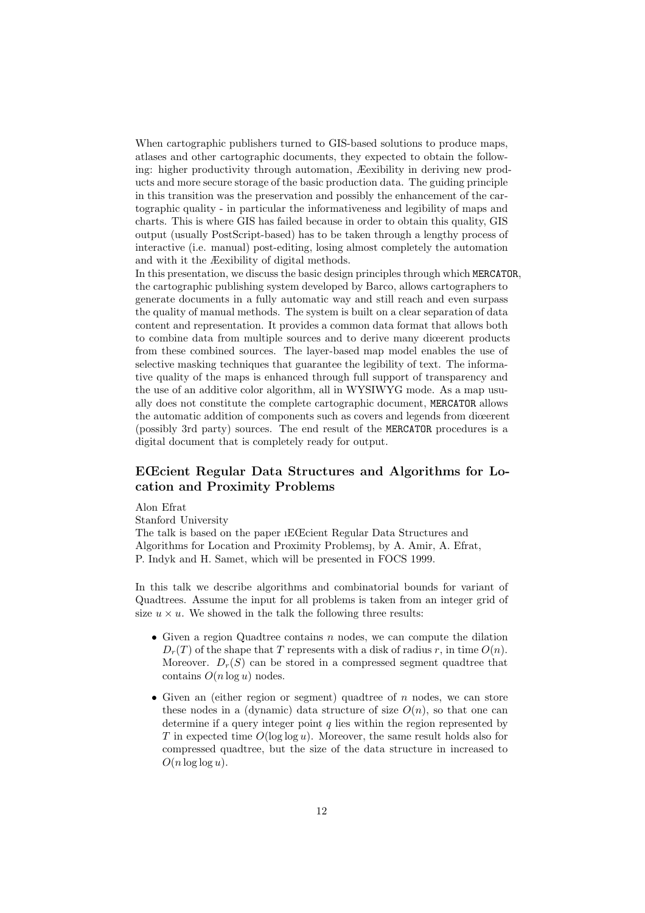When cartographic publishers turned to GIS-based solutions to produce maps, atlases and other cartographic documents, they expected to obtain the following: higher productivity through automation, Æexibility in deriving new products and more secure storage of the basic production data. The guiding principle in this transition was the preservation and possibly the enhancement of the cartographic quality - in particular the informativeness and legibility of maps and charts. This is where GIS has failed because in order to obtain this quality, GIS output (usually PostScript-based) has to be taken through a lengthy process of interactive (i.e. manual) post-editing, losing almost completely the automation and with it the Æexibility of digital methods.

In this presentation, we discuss the basic design principles through which `MERCATOR`, the cartographic publishing system developed by Barco, allows cartographers to generate documents in a fully automatic way and still reach and even surpass the quality of manual methods. The system is built on a clear separation of data content and representation. It provides a common data format that allows both to combine data from multiple sources and to derive many diœerent products from these combined sources. The layer-based map model enables the use of selective masking techniques that guarantee the legibility of text. The informative quality of the maps is enhanced through full support of transparency and the use of an additive color algorithm, all in WYSIWYG mode. As a map usually does not constitute the complete cartographic document, `MERCATOR` allows the automatic addition of components such as covers and legends from diœerent (possibly 3rd party) sources. The end result of the `MERCATOR` procedures is a digital document that is completely ready for output.

## EŒcient Regular Data Structures and Algorithms for Location and Proximity Problems

Alon Efrat
Stanford University
The talk is based on the paper ıEŒcient Regular Data Structures and Algorithms for Location and Proximity Problemsȷ, by A. Amir, A. Efrat, P. Indyk and H. Samet, which will be presented in FOCS 1999.

In this talk we describe algorithms and combinatorial bounds for variant of Quadtrees. Assume the input for all problems is taken from an integer grid of size $u \times u$. We showed in the talk the following three results:

- Given a region Quadtree contains $n$ nodes, we can compute the dilation $D_r(T)$ of the shape that $T$ represents with a disk of radius $r$, in time $O(n)$. Moreover. $D_r(S)$ can be stored in a compressed segment quadtree that contains $O(n \log u)$ nodes.
- Given an (either region or segment) quadtree of $n$ nodes, we can store these nodes in a (dynamic) data structure of size $O(n)$, so that one can determine if a query integer point $q$ lies within the region represented by $T$ in expected time $O(\log \log u)$. Moreover, the same result holds also for compressed quadtree, but the size of the data structure in increased to $O(n \log \log u)$.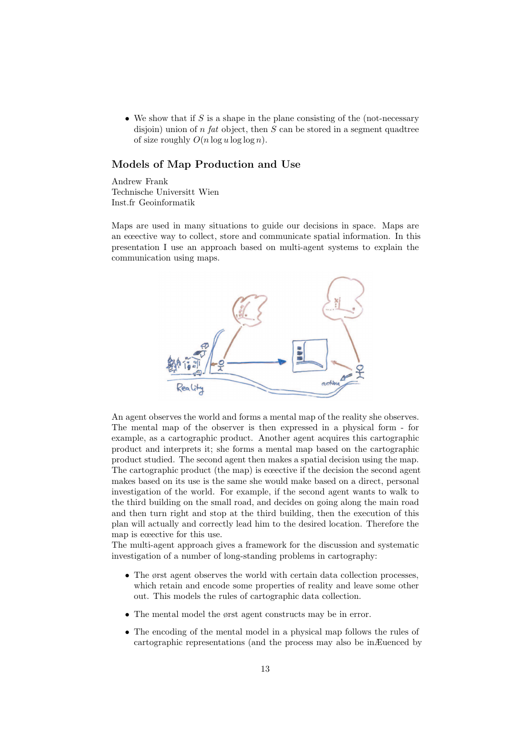- We show that if $S$ is a shape in the plane consisting of the (not-necessary disjoin) union of $n$ *fat* object, then $S$ can be stored in a segment quadtree of size roughly $O(n \log u \log \log n)$.

## Models of Map Production and Use

Andrew Frank
Technische Universitt Wien
Inst.fr Geoinformatik

Maps are used in many situations to guide our decisions in space. Maps are an eœective way to collect, store and communicate spatial information. In this presentation I use an approach based on multi-agent systems to explain the communication using maps.

An agent observes the world and forms a mental map of the reality she observes. The mental map of the observer is then expressed in a physical form - for example, as a cartographic product. Another agent acquires this cartographic product and interprets it; she forms a mental map based on the cartographic product studied. The second agent then makes a spatial decision using the map. The cartographic product (the map) is eœective if the decision the second agent makes based on its use is the same she would make based on a direct, personal investigation of the world. For example, if the second agent wants to walk to the third building on the small road, and decides on going along the main road and then turn right and stop at the third building, then the execution of this plan will actually and correctly lead him to the desired location. Therefore the map is eœective for this use.
The multi-agent approach gives a framework for the discussion and systematic investigation of a number of long-standing problems in cartography:

- The ørst agent observes the world with certain data collection processes, which retain and encode some properties of reality and leave some other out. This models the rules of cartographic data collection.
- The mental model the ørst agent constructs may be in error.
- The encoding of the mental model in a physical map follows the rules of cartographic representations (and the process may also be inÆuenced by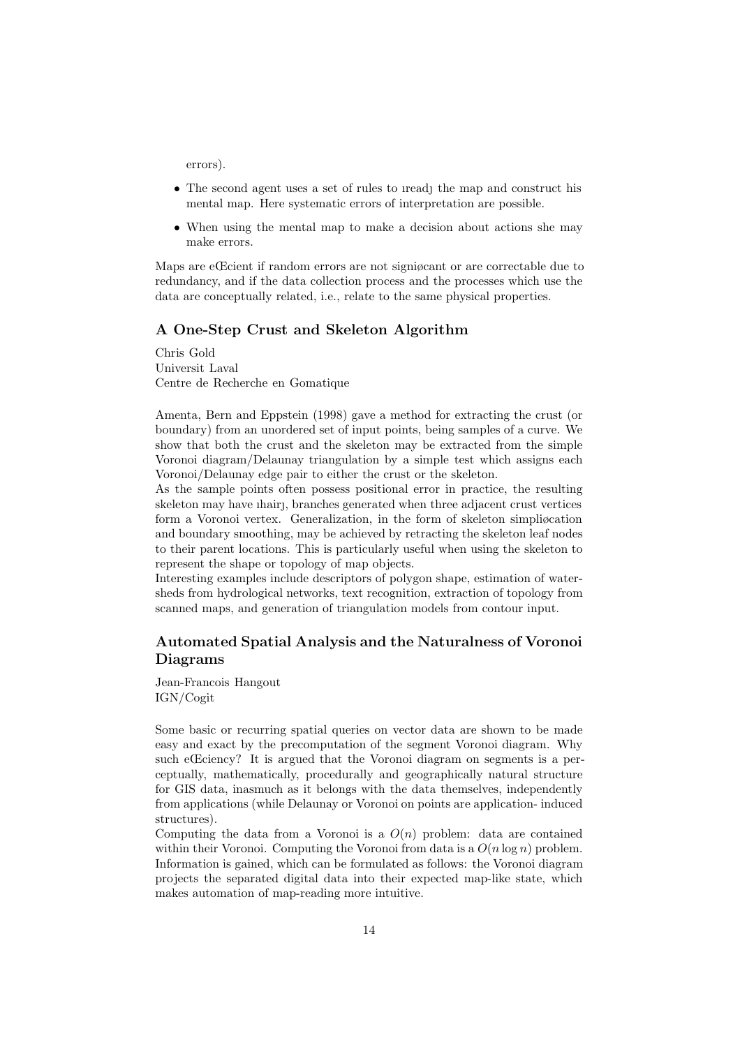errors).

- The second agent uses a set of rules to ıreadȷ the map and construct his mental map. Here systematic errors of interpretation are possible.
- When using the mental map to make a decision about actions she may make errors.

Maps are eŒcient if random errors are not signiøcant or are correctable due to redundancy, and if the data collection process and the processes which use the data are conceptually related, i.e., relate to the same physical properties.

## A One-Step Crust and Skeleton Algorithm

Chris Gold
Universit Laval
Centre de Recherche en Gomatique

Amenta, Bern and Eppstein (1998) gave a method for extracting the crust (or boundary) from an unordered set of input points, being samples of a curve. We show that both the crust and the skeleton may be extracted from the simple Voronoi diagram/Delaunay triangulation by a simple test which assigns each Voronoi/Delaunay edge pair to either the crust or the skeleton.

As the sample points often possess positional error in practice, the resulting skeleton may have ıhairȷ branches generated when three adjacent crust vertices form a Voronoi vertex. Generalization, in the form of skeleton simpliøcation and boundary smoothing, may be achieved by retracting the skeleton leaf nodes to their parent locations. This is particularly useful when using the skeleton to represent the shape or topology of map objects.

Interesting examples include descriptors of polygon shape, estimation of watersheds from hydrological networks, text recognition, extraction of topology from scanned maps, and generation of triangulation models from contour input.

## Automated Spatial Analysis and the Naturalness of Voronoi Diagrams

Jean-Francois Hangout
IGN/Cogit

Some basic or recurring spatial queries on vector data are shown to be made easy and exact by the precomputation of the segment Voronoi diagram. Why such eŒciency? It is argued that the Voronoi diagram on segments is a perceptually, mathematically, procedurally and geographically natural structure for GIS data, inasmuch as it belongs with the data themselves, independently from applications (while Delaunay or Voronoi on points are application- induced structures).

Computing the data from a Voronoi is a $O(n)$ problem: data are contained within their Voronoi. Computing the Voronoi from data is a $O(n \log n)$ problem. Information is gained, which can be formulated as follows: the Voronoi diagram projects the separated digital data into their expected map-like state, which makes automation of map-reading more intuitive.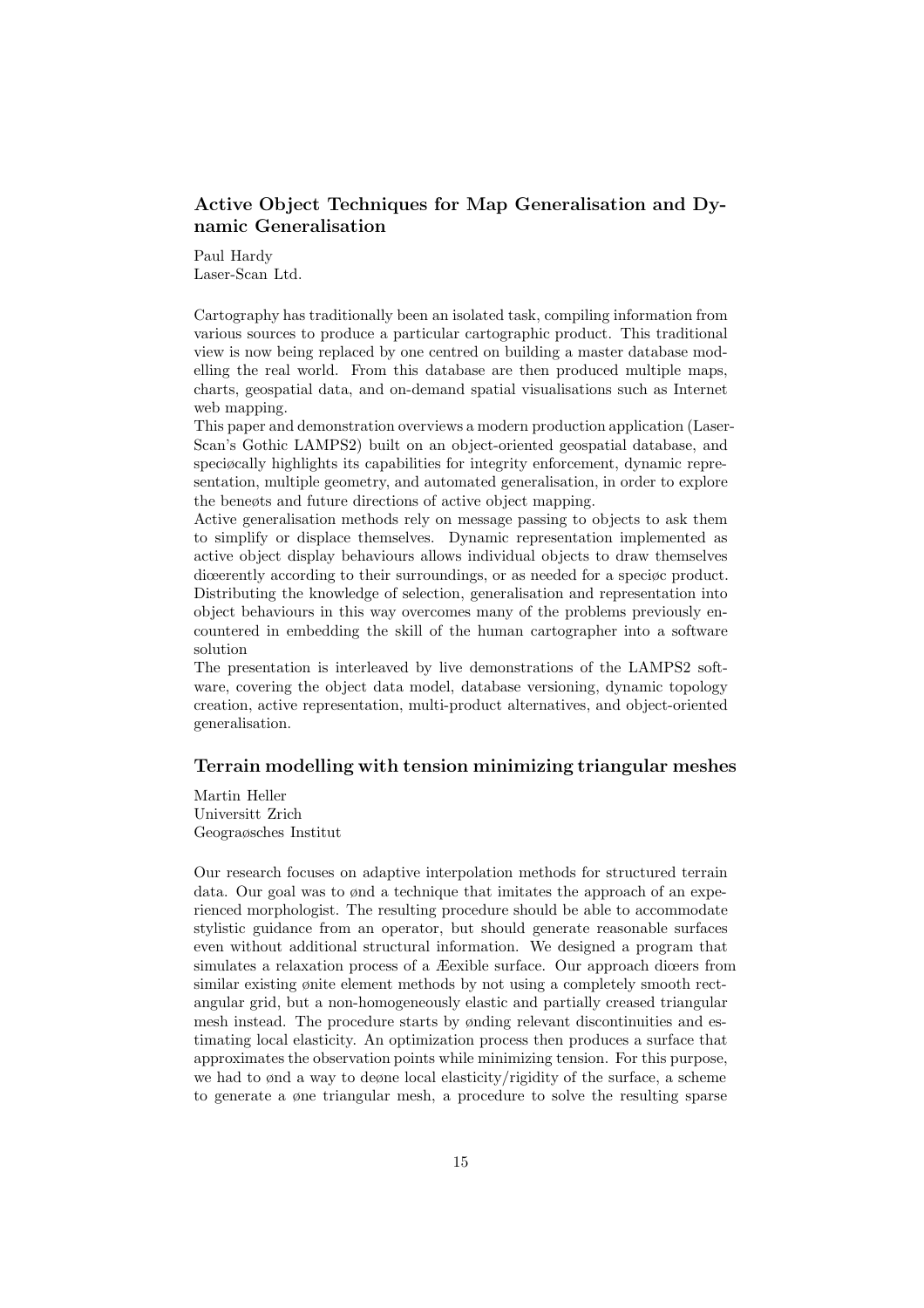### Active Object Techniques for Map Generalisation and Dynamic Generalisation

Paul Hardy
Laser-Scan Ltd.

Cartography has traditionally been an isolated task, compiling information from various sources to produce a particular cartographic product. This traditional view is now being replaced by one centred on building a master database modelling the real world. From this database are then produced multiple maps, charts, geospatial data, and on-demand spatial visualisations such as Internet web mapping.

This paper and demonstration overviews a modern production application (Laser-Scan's Gothic LAMPS2) built on an object-oriented geospatial database, and speciøcally highlights its capabilities for integrity enforcement, dynamic representation, multiple geometry, and automated generalisation, in order to explore the beneøts and future directions of active object mapping.

Active generalisation methods rely on message passing to objects to ask them to simplify or displace themselves. Dynamic representation implemented as active object display behaviours allows individual objects to draw themselves diœerently according to their surroundings, or as needed for a speciøc product. Distributing the knowledge of selection, generalisation and representation into object behaviours in this way overcomes many of the problems previously encountered in embedding the skill of the human cartographer into a software solution

The presentation is interleaved by live demonstrations of the LAMPS2 software, covering the object data model, database versioning, dynamic topology creation, active representation, multi-product alternatives, and object-oriented generalisation.

### Terrain modelling with tension minimizing triangular meshes

Martin Heller
Universitt Zrich
Geograøsches Institut

Our research focuses on adaptive interpolation methods for structured terrain data. Our goal was to ønd a technique that imitates the approach of an experienced morphologist. The resulting procedure should be able to accommodate stylistic guidance from an operator, but should generate reasonable surfaces even without additional structural information. We designed a program that simulates a relaxation process of a Æexible surface. Our approach diœers from similar existing ønite element methods by not using a completely smooth rectangular grid, but a non-homogeneously elastic and partially creased triangular mesh instead. The procedure starts by ønding relevant discontinuities and estimating local elasticity. An optimization process then produces a surface that approximates the observation points while minimizing tension. For this purpose, we had to ønd a way to deøne local elasticity/rigidity of the surface, a scheme to generate a øne triangular mesh, a procedure to solve the resulting sparse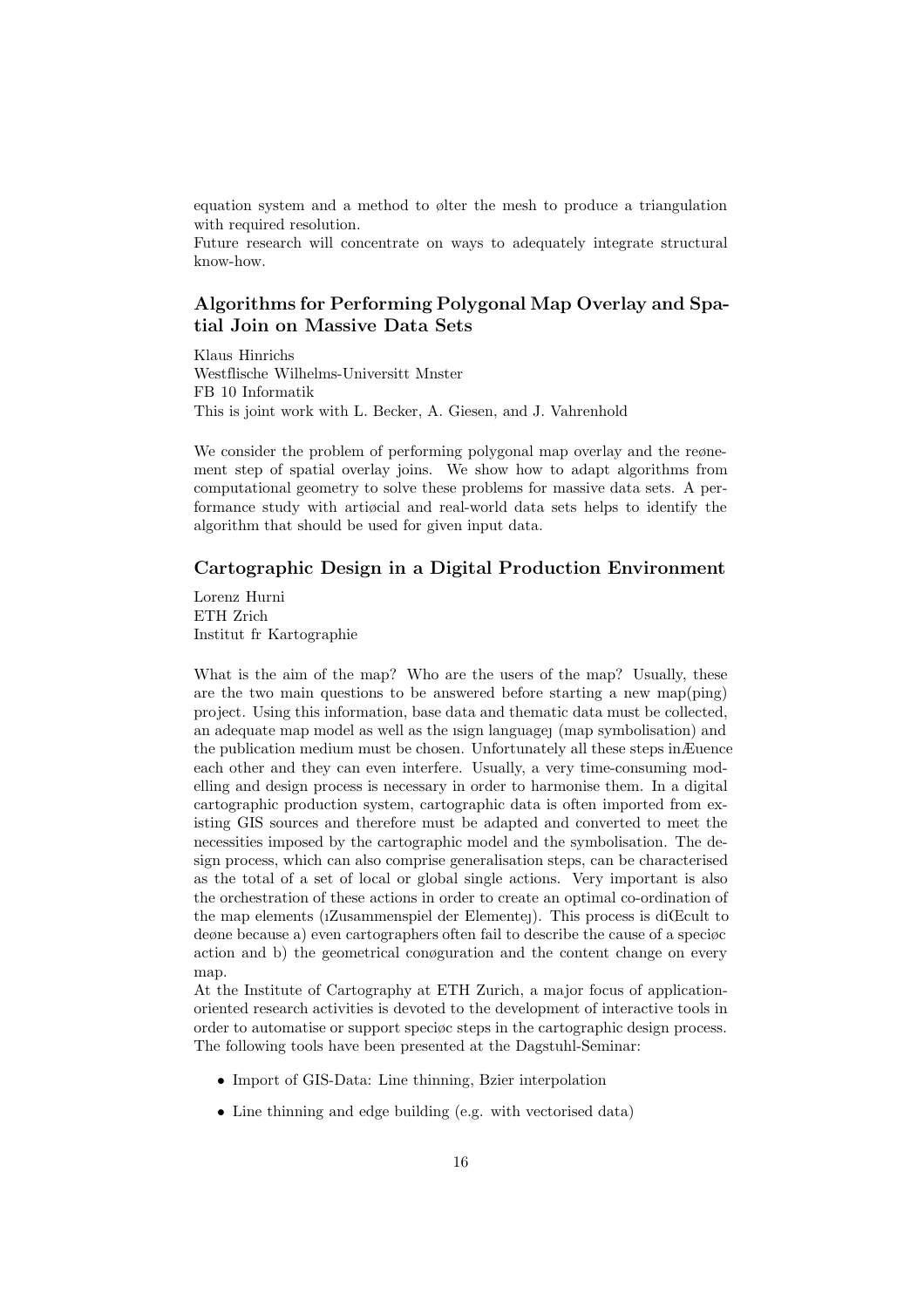equation system and a method to ølter the mesh to produce a triangulation with required resolution.
Future research will concentrate on ways to adequately integrate structural know-how.

### Algorithms for Performing Polygonal Map Overlay and Spatial Join on Massive Data Sets

Klaus Hinrichs
Westflische Wilhelms-Universitt Mnster
FB 10 Informatik
This is joint work with L. Becker, A. Giesen, and J. Vahrenhold

We consider the problem of performing polygonal map overlay and the reønement step of spatial overlay joins. We show how to adapt algorithms from computational geometry to solve these problems for massive data sets. A performance study with artiøcial and real-world data sets helps to identify the algorithm that should be used for given input data.

### Cartographic Design in a Digital Production Environment

Lorenz Hurni
ETH Zrich
Institut fr Kartographie

What is the aim of the map? Who are the users of the map? Usually, these are the two main questions to be answered before starting a new map(ping) project. Using this information, base data and thematic data must be collected, an adequate map model as well as the ısign language¡ (map symbolisation) and the publication medium must be chosen. Unfortunately all these steps inÆuence each other and they can even interfere. Usually, a very time-consuming modelling and design process is necessary in order to harmonise them. In a digital cartographic production system, cartographic data is often imported from existing GIS sources and therefore must be adapted and converted to meet the necessities imposed by the cartographic model and the symbolisation. The design process, which can also comprise generalisation steps, can be characterised as the total of a set of local or global single actions. Very important is also the orchestration of these actions in order to create an optimal co-ordination of the map elements (ıZusammenspiel der Elemente¡). This process is diŒcult to deøne because a) even cartographers often fail to describe the cause of a speciøc action and b) the geometrical conøguration and the content change on every map.
At the Institute of Cartography at ETH Zurich, a major focus of application-oriented research activities is devoted to the development of interactive tools in order to automatise or support speciøc steps in the cartographic design process. The following tools have been presented at the Dagstuhl-Seminar:

- Import of GIS-Data: Line thinning, Bzier interpolation
- Line thinning and edge building (e.g. with vectorised data)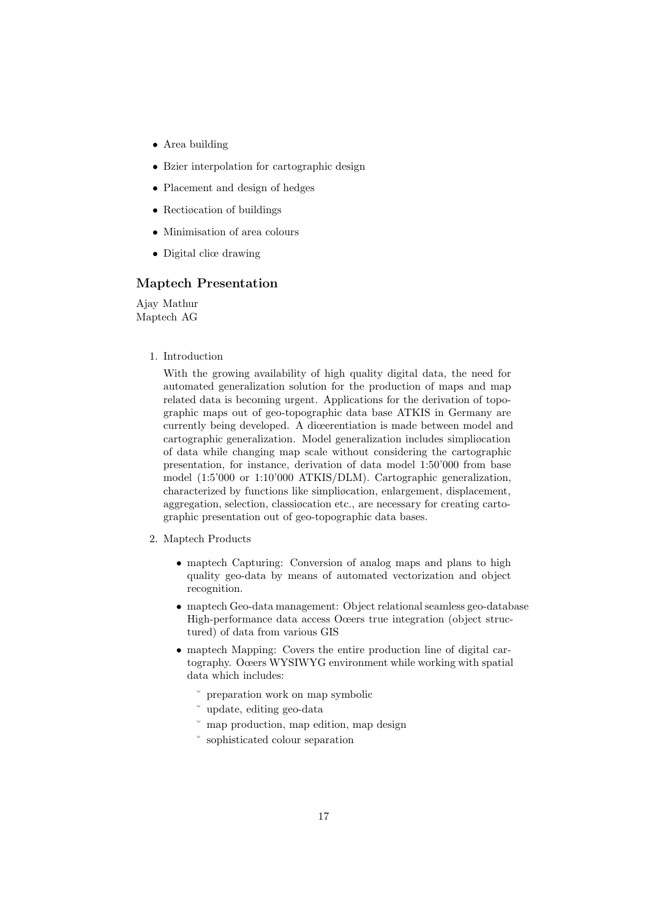- Area building
- Bzier interpolation for cartographic design
- Placement and design of hedges
- Rectiøcation of buildings
- Minimisation of area colours
- Digital cliœ drawing

### Maptech Presentation

Ajay Mathur
Maptech AG

1. Introduction

   With the growing availability of high quality digital data, the need for automated generalization solution for the production of maps and map related data is becoming urgent. Applications for the derivation of topographic maps out of geo-topographic data base ATKIS in Germany are currently being developed. A diœerentiation is made between model and cartographic generalization. Model generalization includes simpliøcation of data while changing map scale without considering the cartographic presentation, for instance, derivation of data model 1:50'000 from base model (1:5'000 or 1:10'000 ATKIS/DLM). Cartographic generalization, characterized by functions like simpliøcation, enlargement, displacement, aggregation, selection, classiøcation etc., are necessary for creating cartographic presentation out of geo-topographic data bases.

2. Maptech Products

   - maptech Capturing: Conversion of analog maps and plans to high quality geo-data by means of automated vectorization and object recognition.
   - maptech Geo-data management: Object relational seamless geo-database High-performance data access Oœers true integration (object structured) of data from various GIS
   - maptech Mapping: Covers the entire production line of digital cartography. Oœers WYSIWYG environment while working with spatial data which includes:
     - ˘ preparation work on map symbolic
     - ˘ update, editing geo-data
     - ˘ map production, map edition, map design
     - ˘ sophisticated colour separation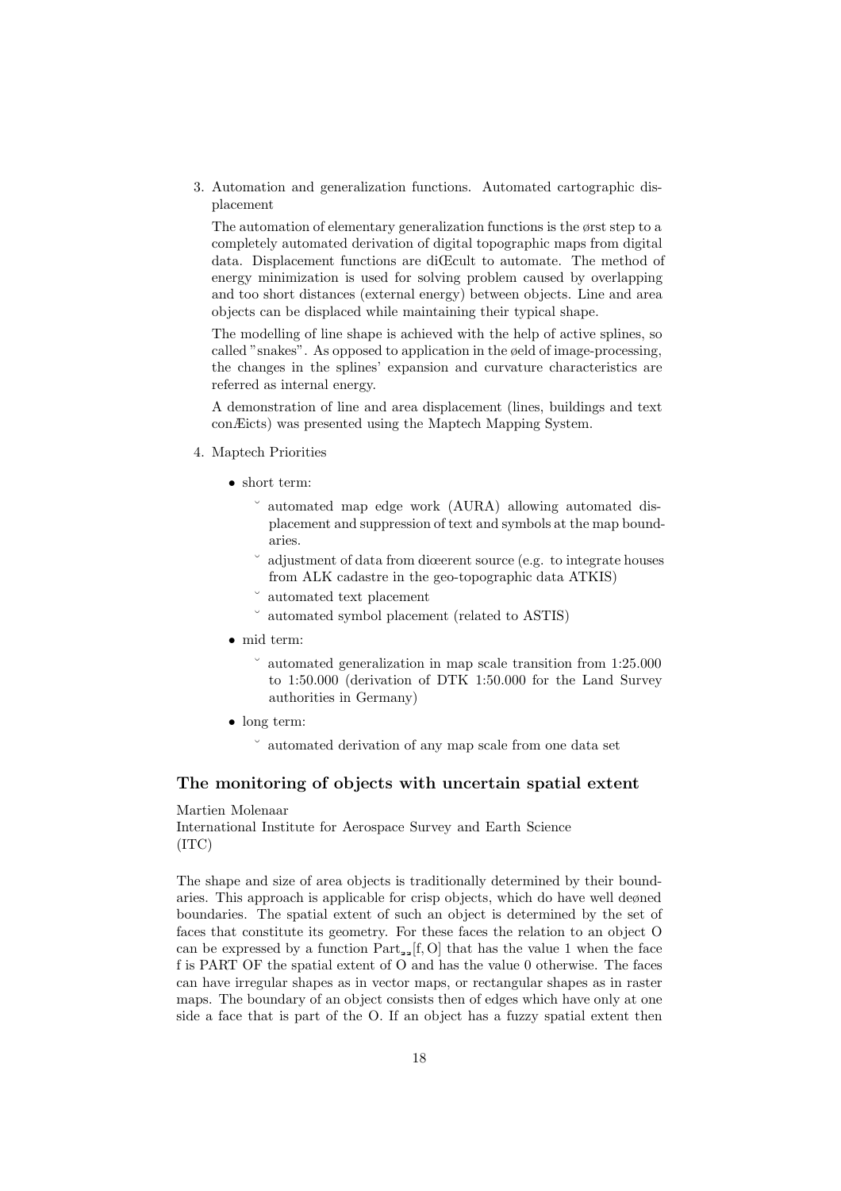3. Automation and generalization functions. Automated cartographic displacement

   The automation of elementary generalization functions is the ørst step to a completely automated derivation of digital topographic maps from digital data. Displacement functions are diŒcult to automate. The method of energy minimization is used for solving problem caused by overlapping and too short distances (external energy) between objects. Line and area objects can be displaced while maintaining their typical shape.

   The modelling of line shape is achieved with the help of active splines, so called "snakes". As opposed to application in the øeld of image-processing, the changes in the splines' expansion and curvature characteristics are referred as internal energy.

   A demonstration of line and area displacement (lines, buildings and text conÆicts) was presented using the Maptech Mapping System.

4. Maptech Priorities

   - short term:
     - automated map edge work (AURA) allowing automated displacement and suppression of text and symbols at the map boundaries.
     - adjustment of data from diœerent source (e.g. to integrate houses from ALK cadastre in the geo-topographic data ATKIS)
     - automated text placement
     - automated symbol placement (related to ASTIS)
   - mid term:
     - automated generalization in map scale transition from 1:25.000 to 1:50.000 (derivation of DTK 1:50.000 for the Land Survey authorities in Germany)
   - long term:
     - automated derivation of any map scale from one data set

## The monitoring of objects with uncertain spatial extent

Martien Molenaar
International Institute for Aerospace Survey and Earth Science (ITC)

The shape and size of area objects is traditionally determined by their boundaries. This approach is applicable for crisp objects, which do have well deøned boundaries. The spatial extent of such an object is determined by the set of faces that constitute its geometry. For these faces the relation to an object O can be expressed by a function $\mathrm{Part}_{22}[\mathrm{f}, \mathrm{O}]$ that has the value 1 when the face f is PART OF the spatial extent of O and has the value 0 otherwise. The faces can have irregular shapes as in vector maps, or rectangular shapes as in raster maps. The boundary of an object consists then of edges which have only at one side a face that is part of the O. If an object has a fuzzy spatial extent then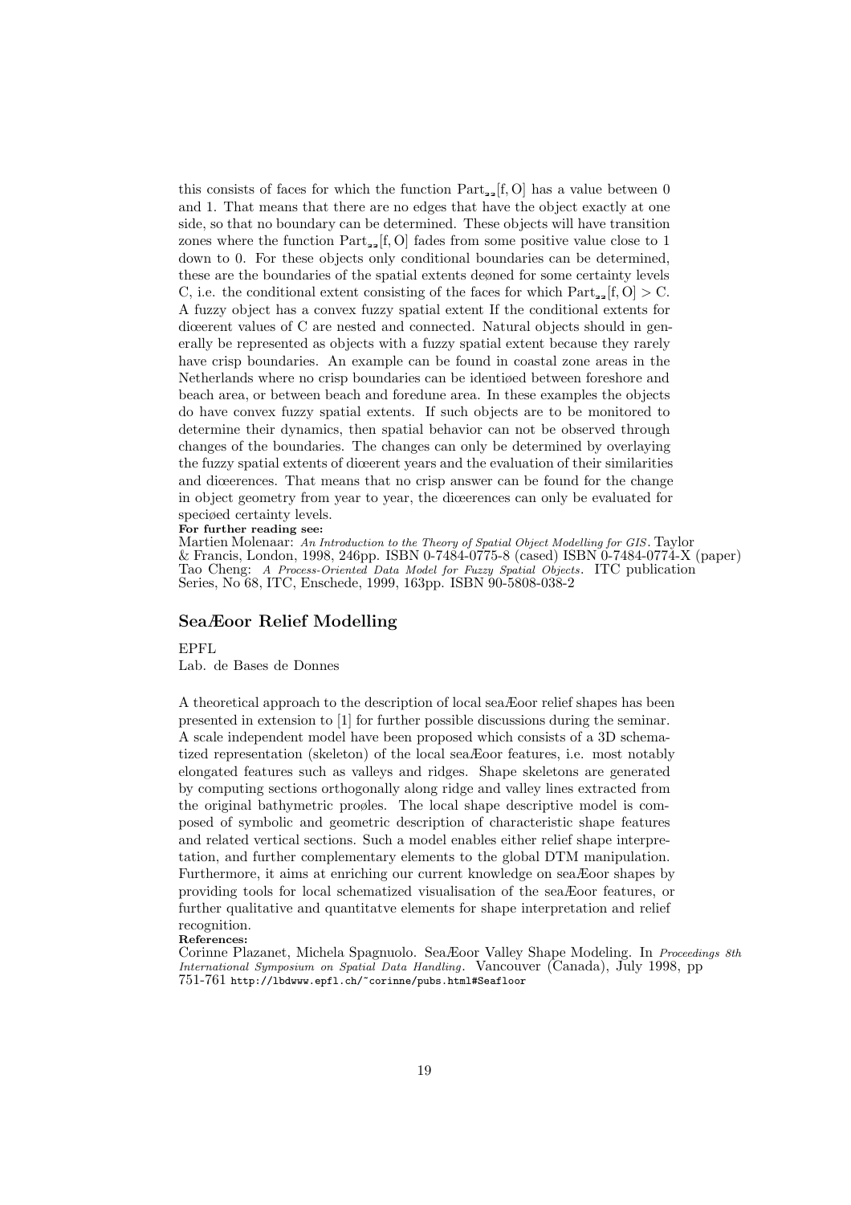this consists of faces for which the function $\text{Part}_{22}[f, O]$ has a value between 0 and 1. That means that there are no edges that have the object exactly at one side, so that no boundary can be determined. These objects will have transition zones where the function $\text{Part}_{22}[f, O]$ fades from some positive value close to 1 down to 0. For these objects only conditional boundaries can be determined, these are the boundaries of the spatial extents deøned for some certainty levels C, i.e. the conditional extent consisting of the faces for which $\text{Part}_{22}[f, O] > C$. A fuzzy object has a convex fuzzy spatial extent If the conditional extents for diœerent values of C are nested and connected. Natural objects should in generally be represented as objects with a fuzzy spatial extent because they rarely have crisp boundaries. An example can be found in coastal zone areas in the Netherlands where no crisp boundaries can be identiøed between foreshore and beach area, or between beach and foredune area. In these examples the objects do have convex fuzzy spatial extents. If such objects are to be monitored to determine their dynamics, then spatial behavior can not be observed through changes of the boundaries. The changes can only be determined by overlaying the fuzzy spatial extents of diœerent years and the evaluation of their similarities and diœerences. That means that no crisp answer can be found for the change in object geometry from year to year, the diœerences can only be evaluated for speciøed certainty levels.

**For further reading see:**

Martien Molenaar: *An Introduction to the Theory of Spatial Object Modelling for GIS*. Taylor & Francis, London, 1998, 246pp. ISBN 0-7484-0775-8 (cased) ISBN 0-7484-0774-X (paper)
Tao Cheng: *A Process-Oriented Data Model for Fuzzy Spatial Objects*. ITC publication Series, No 68, ITC, Enschede, 1999, 163pp. ISBN 90-5808-038-2

## SeaÆoor Relief Modelling

EPFL
Lab. de Bases de Donnes

A theoretical approach to the description of local seaÆoor relief shapes has been presented in extension to [1] for further possible discussions during the seminar. A scale independent model have been proposed which consists of a 3D schematized representation (skeleton) of the local seaÆoor features, i.e. most notably elongated features such as valleys and ridges. Shape skeletons are generated by computing sections orthogonally along ridge and valley lines extracted from the original bathymetric proøles. The local shape descriptive model is composed of symbolic and geometric description of characteristic shape features and related vertical sections. Such a model enables either relief shape interpretation, and further complementary elements to the global DTM manipulation. Furthermore, it aims at enriching our current knowledge on seaÆoor shapes by providing tools for local schematized visualisation of the seaÆoor features, or further qualitative and quantitatve elements for shape interpretation and relief recognition.

**References:**

Corinne Plazanet, Michela Spagnuolo. SeaÆoor Valley Shape Modeling. In *Proceedings 8th International Symposium on Spatial Data Handling*. Vancouver (Canada), July 1998, pp 751-761 `http://lbdwww.epfl.ch/~corinne/pubs.html#Seafloor`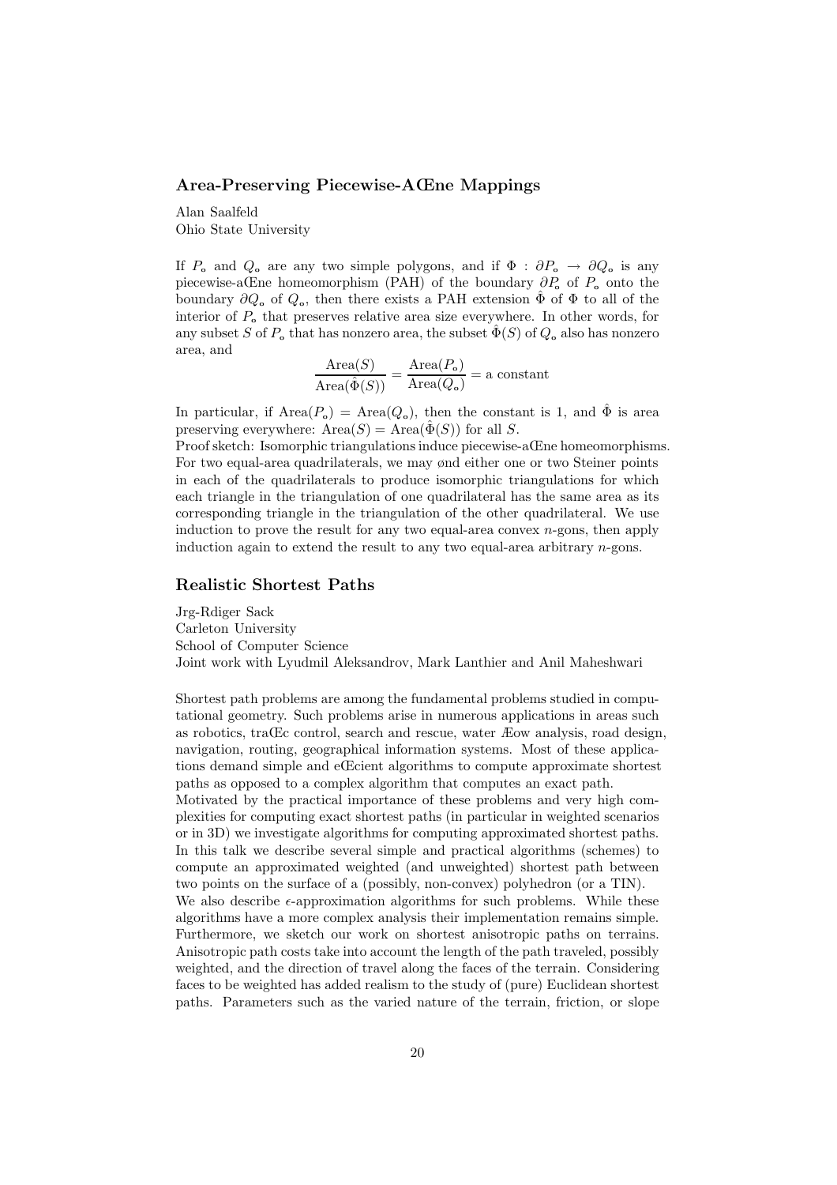## Area-Preserving Piecewise-AŒne Mappings

Alan Saalfeld
Ohio State University

If $P_\circ$ and $Q_\circ$ are any two simple polygons, and if $\Phi : \partial P_\circ \to \partial Q_\circ$ is any piecewise-aŒne homeomorphism (PAH) of the boundary $\partial P_\circ$ of $P_\circ$ onto the boundary $\partial Q_\circ$ of $Q_\circ$, then there exists a PAH extension $\hat{\Phi}$ of $\Phi$ to all of the interior of $P_\circ$ that preserves relative area size everywhere. In other words, for any subset $S$ of $P_\circ$ that has nonzero area, the subset $\hat{\Phi}(S)$ of $Q_\circ$ also has nonzero area, and

$$\frac{\text{Area}(S)}{\text{Area}(\hat{\Phi}(S))} = \frac{\text{Area}(P_\circ)}{\text{Area}(Q_\circ)} = \text{a constant}$$

In particular, if $\text{Area}(P_\circ) = \text{Area}(Q_\circ)$, then the constant is 1, and $\hat{\Phi}$ is area preserving everywhere: $\text{Area}(S) = \text{Area}(\hat{\Phi}(S))$ for all $S$.
Proof sketch: Isomorphic triangulations induce piecewise-aŒne homeomorphisms. For two equal-area quadrilaterals, we may ønd either one or two Steiner points in each of the quadrilaterals to produce isomorphic triangulations for which each triangle in the triangulation of one quadrilateral has the same area as its corresponding triangle in the triangulation of the other quadrilateral. We use induction to prove the result for any two equal-area convex $n$-gons, then apply induction again to extend the result to any two equal-area arbitrary $n$-gons.

## Realistic Shortest Paths

Jrg-Rdiger Sack
Carleton University
School of Computer Science
Joint work with Lyudmil Aleksandrov, Mark Lanthier and Anil Maheshwari

Shortest path problems are among the fundamental problems studied in computational geometry. Such problems arise in numerous applications in areas such as robotics, traŒc control, search and rescue, water Æow analysis, road design, navigation, routing, geographical information systems. Most of these applications demand simple and eŒcient algorithms to compute approximate shortest paths as opposed to a complex algorithm that computes an exact path.
Motivated by the practical importance of these problems and very high complexities for computing exact shortest paths (in particular in weighted scenarios or in 3D) we investigate algorithms for computing approximated shortest paths. In this talk we describe several simple and practical algorithms (schemes) to compute an approximated weighted (and unweighted) shortest path between two points on the surface of a (possibly, non-convex) polyhedron (or a TIN). We also describe $\epsilon$-approximation algorithms for such problems. While these algorithms have a more complex analysis their implementation remains simple. Furthermore, we sketch our work on shortest anisotropic paths on terrains. Anisotropic path costs take into account the length of the path traveled, possibly weighted, and the direction of travel along the faces of the terrain. Considering faces to be weighted has added realism to the study of (pure) Euclidean shortest paths. Parameters such as the varied nature of the terrain, friction, or slope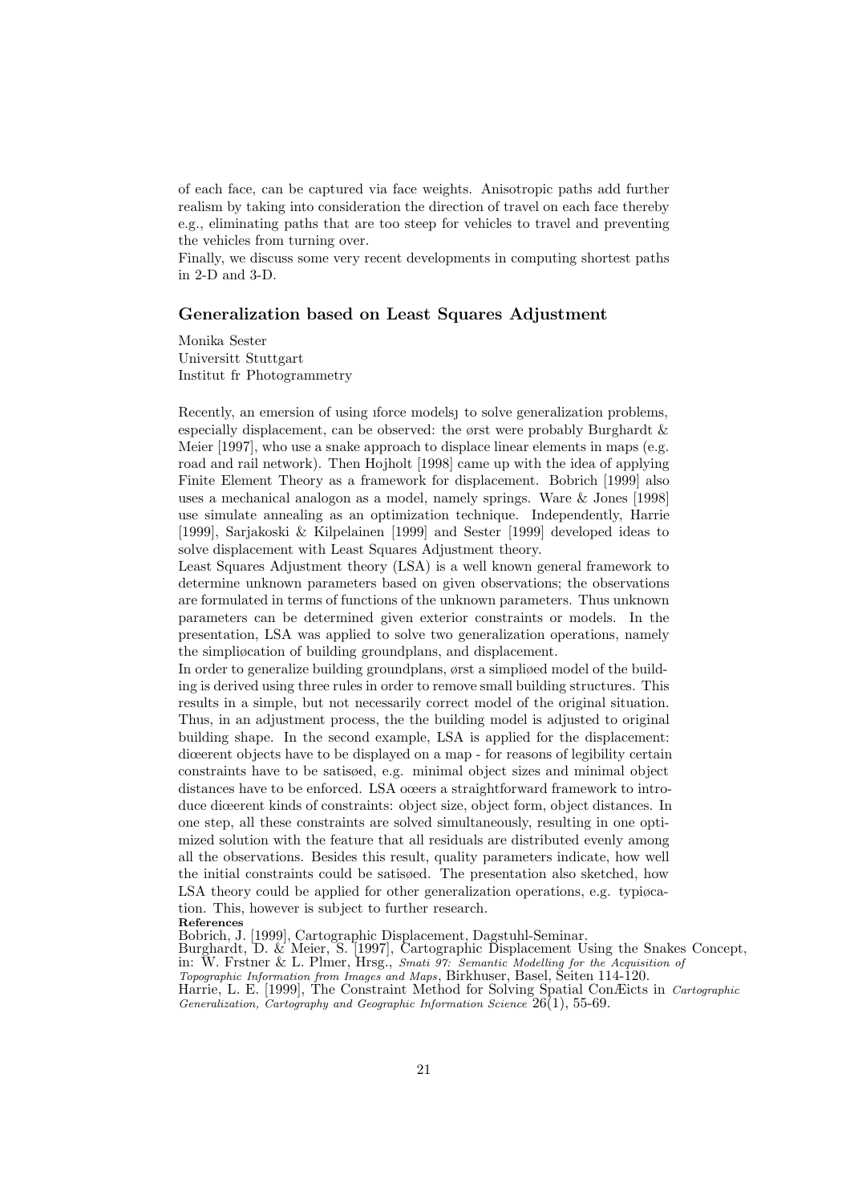of each face, can be captured via face weights. Anisotropic paths add further realism by taking into consideration the direction of travel on each face thereby e.g., eliminating paths that are too steep for vehicles to travel and preventing the vehicles from turning over.

Finally, we discuss some very recent developments in computing shortest paths in 2-D and 3-D.

### Generalization based on Least Squares Adjustment

Monika Sester
Universitt Stuttgart
Institut fr Photogrammetry

Recently, an emersion of using ıforce modelsȷ to solve generalization problems, especially displacement, can be observed: the ørst were probably Burghardt & Meier [1997], who use a snake approach to displace linear elements in maps (e.g. road and rail network). Then Hojholt [1998] came up with the idea of applying Finite Element Theory as a framework for displacement. Bobrich [1999] also uses a mechanical analogon as a model, namely springs. Ware & Jones [1998] use simulate annealing as an optimization technique. Independently, Harrie [1999], Sarjakoski & Kilpelainen [1999] and Sester [1999] developed ideas to solve displacement with Least Squares Adjustment theory.

Least Squares Adjustment theory (LSA) is a well known general framework to determine unknown parameters based on given observations; the observations are formulated in terms of functions of the unknown parameters. Thus unknown parameters can be determined given exterior constraints or models. In the presentation, LSA was applied to solve two generalization operations, namely the simpliøcation of building groundplans, and displacement.

In order to generalize building groundplans, ørst a simpliøed model of the building is derived using three rules in order to remove small building structures. This results in a simple, but not necessarily correct model of the original situation. Thus, in an adjustment process, the the building model is adjusted to original building shape. In the second example, LSA is applied for the displacement: diœerent objects have to be displayed on a map - for reasons of legibility certain constraints have to be satisøed, e.g. minimal object sizes and minimal object distances have to be enforced. LSA oœers a straightforward framework to introduce diœerent kinds of constraints: object size, object form, object distances. In one step, all these constraints are solved simultaneously, resulting in one optimized solution with the feature that all residuals are distributed evenly among all the observations. Besides this result, quality parameters indicate, how well the initial constraints could be satisøed. The presentation also sketched, how LSA theory could be applied for other generalization operations, e.g. typiøcation. This, however is subject to further research.

**References**

Bobrich, J. [1999], Cartographic Displacement, Dagstuhl-Seminar.
Burghardt, D. & Meier, S. [1997], Cartographic Displacement Using the Snakes Concept, in: W. Frstner & L. Plmer, Hrsg., *Smati 97: Semantic Modelling for the Acquisition of Topographic Information from Images and Maps*, Birkhuser, Basel, Seiten 114-120.
Harrie, L. E. [1999], The Constraint Method for Solving Spatial ConÆicts in *Cartographic Generalization, Cartography and Geographic Information Science* 26(1), 55-69.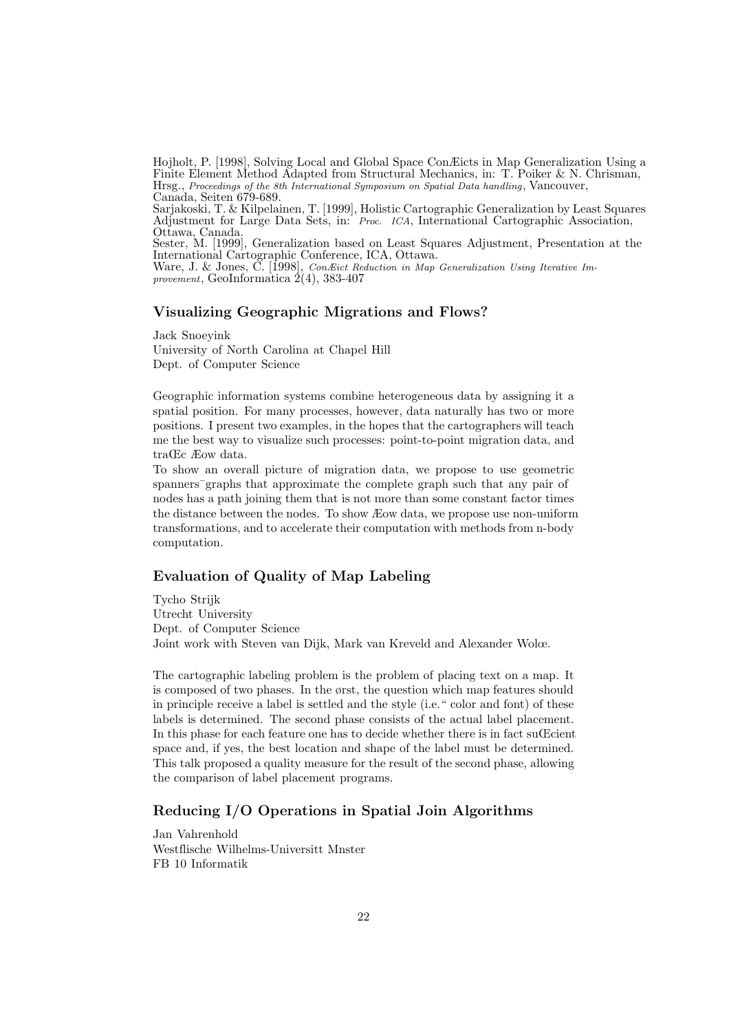Hojholt, P. [1998], Solving Local and Global Space ConÆicts in Map Generalization Using a Finite Element Method Adapted from Structural Mechanics, in: T. Poiker & N. Chrisman, Hrsg., *Proceedings of the 8th International Symposium on Spatial Data handling*, Vancouver, Canada, Seiten 679-689.

Sarjakoski, T. & Kilpelainen, T. [1999], Holistic Cartographic Generalization by Least Squares Adjustment for Large Data Sets, in: *Proc. ICA*, International Cartographic Association, Ottawa, Canada.

Sester, M. [1999], Generalization based on Least Squares Adjustment, Presentation at the International Cartographic Conference, ICA, Ottawa.

Ware, J. & Jones, C. [1998], *ConÆict Reduction in Map Generalization Using Iterative Improvement*, GeoInformatica 2(4), 383-407

## Visualizing Geographic Migrations and Flows?

Jack Snoeyink
University of North Carolina at Chapel Hill
Dept. of Computer Science

Geographic information systems combine heterogeneous data by assigning it a spatial position. For many processes, however, data naturally has two or more positions. I present two examples, in the hopes that the cartographers will teach me the best way to visualize such processes: point-to-point migration data, and traŒc Æow data.

To show an overall picture of migration data, we propose to use geometric spanners¯graphs that approximate the complete graph such that any pair of nodes has a path joining them that is not more than some constant factor times the distance between the nodes. To show Æow data, we propose use non-uniform transformations, and to accelerate their computation with methods from n-body computation.

## Evaluation of Quality of Map Labeling

Tycho Strijk
Utrecht University
Dept. of Computer Science
Joint work with Steven van Dijk, Mark van Kreveld and Alexander Wolœ.

The cartographic labeling problem is the problem of placing text on a map. It is composed of two phases. In the ørst, the question which map features should in principle receive a label is settled and the style (i.e.“ color and font) of these labels is determined. The second phase consists of the actual label placement. In this phase for each feature one has to decide whether there is in fact suŒcient space and, if yes, the best location and shape of the label must be determined. This talk proposed a quality measure for the result of the second phase, allowing the comparison of label placement programs.

## Reducing I/O Operations in Spatial Join Algorithms

Jan Vahrenhold
Westflische Wilhelms-Universitt Mnster
FB 10 Informatik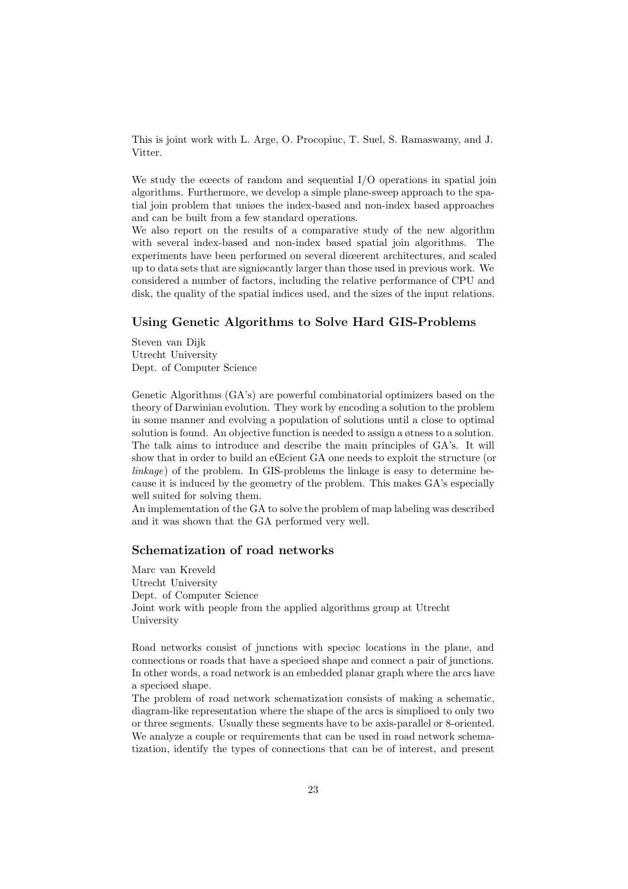This is joint work with L. Arge, O. Procopiuc, T. Suel, S. Ramaswamy, and J. Vitter.

We study the eœects of random and sequential I/O operations in spatial join algorithms. Furthermore, we develop a simple plane-sweep approach to the spatial join problem that uniøes the index-based and non-index based approaches and can be built from a few standard operations.
We also report on the results of a comparative study of the new algorithm with several index-based and non-index based spatial join algorithms. The experiments have been performed on several diœerent architectures, and scaled up to data sets that are signiøcantly larger than those used in previous work. We considered a number of factors, including the relative performance of CPU and disk, the quality of the spatial indices used, and the sizes of the input relations.

### Using Genetic Algorithms to Solve Hard GIS-Problems

Steven van Dijk
Utrecht University
Dept. of Computer Science

Genetic Algorithms (GA's) are powerful combinatorial optimizers based on the theory of Darwinian evolution. They work by encoding a solution to the problem in some manner and evolving a population of solutions until a close to optimal solution is found. An objective function is needed to assign a øtness to a solution.
The talk aims to introduce and describe the main principles of GA's. It will show that in order to build an eŒcient GA one needs to exploit the structure (or *linkage*) of the problem. In GIS-problems the linkage is easy to determine because it is induced by the geometry of the problem. This makes GA's especially well suited for solving them.
An implementation of the GA to solve the problem of map labeling was described and it was shown that the GA performed very well.

### Schematization of road networks

Marc van Kreveld
Utrecht University
Dept. of Computer Science
Joint work with people from the applied algorithms group at Utrecht University

Road networks consist of junctions with speciøc locations in the plane, and connections or roads that have a speciøed shape and connect a pair of junctions. In other words, a road network is an embedded planar graph where the arcs have a speciøed shape.
The problem of road network schematization consists of making a schematic, diagram-like representation where the shape of the arcs is simpliøed to only two or three segments. Usually these segments have to be axis-parallel or 8-oriented. We analyze a couple or requirements that can be used in road network schematization, identify the types of connections that can be of interest, and present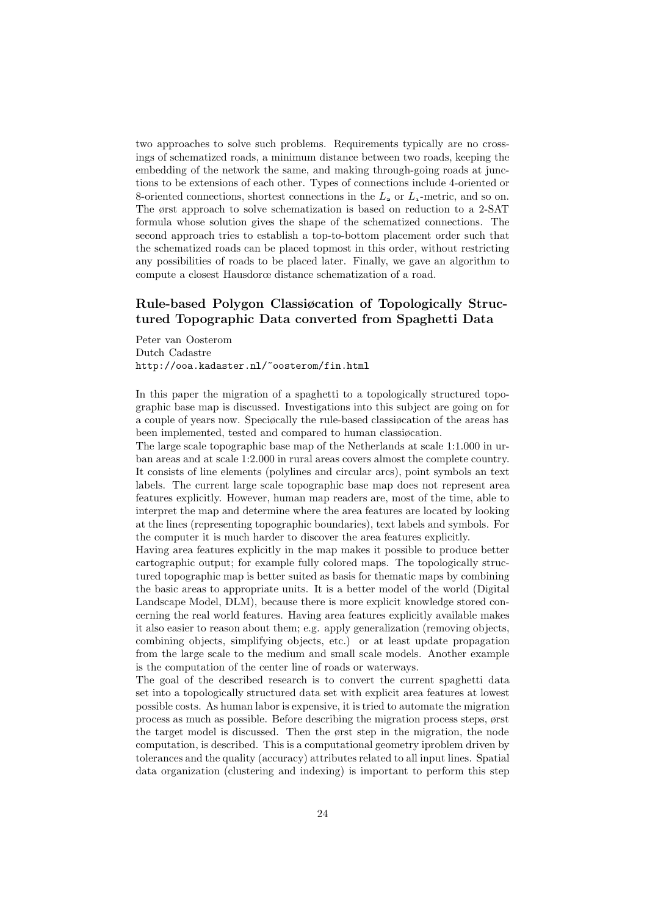two approaches to solve such problems. Requirements typically are no crossings of schematized roads, a minimum distance between two roads, keeping the embedding of the network the same, and making through-going roads at junctions to be extensions of each other. Types of connections include 4-oriented or 8-oriented connections, shortest connections in the $L_2$ or $L_1$-metric, and so on. The ørst approach to solve schematization is based on reduction to a 2-SAT formula whose solution gives the shape of the schematized connections. The second approach tries to establish a top-to-bottom placement order such that the schematized roads can be placed topmost in this order, without restricting any possibilities of roads to be placed later. Finally, we gave an algorithm to compute a closest Hausdorœ distance schematization of a road.

## Rule-based Polygon Classiøcation of Topologically Structured Topographic Data converted from Spaghetti Data

Peter van Oosterom
Dutch Cadastre
http://ooa.kadaster.nl/~oosterom/fin.html

In this paper the migration of a spaghetti to a topologically structured topographic base map is discussed. Investigations into this subject are going on for a couple of years now. Speciøcally the rule-based classiøcation of the areas has been implemented, tested and compared to human classiøcation.

The large scale topographic base map of the Netherlands at scale 1:1.000 in urban areas and at scale 1:2.000 in rural areas covers almost the complete country. It consists of line elements (polylines and circular arcs), point symbols an text labels. The current large scale topographic base map does not represent area features explicitly. However, human map readers are, most of the time, able to interpret the map and determine where the area features are located by looking at the lines (representing topographic boundaries), text labels and symbols. For the computer it is much harder to discover the area features explicitly.

Having area features explicitly in the map makes it possible to produce better cartographic output; for example fully colored maps. The topologically structured topographic map is better suited as basis for thematic maps by combining the basic areas to appropriate units. It is a better model of the world (Digital Landscape Model, DLM), because there is more explicit knowledge stored concerning the real world features. Having area features explicitly available makes it also easier to reason about them; e.g. apply generalization (removing objects, combining objects, simplifying objects, etc.) or at least update propagation from the large scale to the medium and small scale models. Another example is the computation of the center line of roads or waterways.

The goal of the described research is to convert the current spaghetti data set into a topologically structured data set with explicit area features at lowest possible costs. As human labor is expensive, it is tried to automate the migration process as much as possible. Before describing the migration process steps, ørst the target model is discussed. Then the ørst step in the migration, the node computation, is described. This is a computational geometry iproblem driven by tolerances and the quality (accuracy) attributes related to all input lines. Spatial data organization (clustering and indexing) is important to perform this step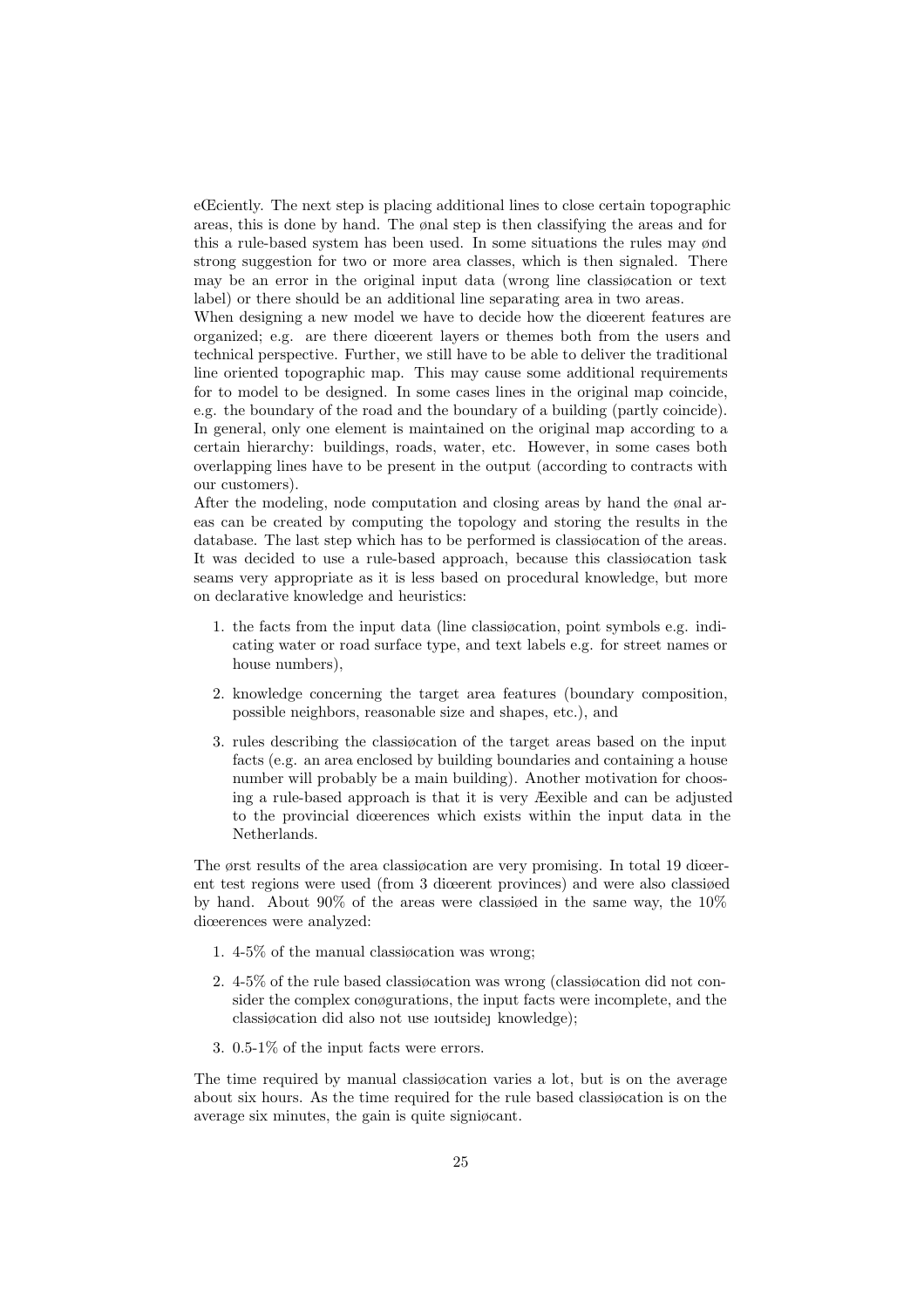eŒciently. The next step is placing additional lines to close certain topographic areas, this is done by hand. The ønal step is then classifying the areas and for this a rule-based system has been used. In some situations the rules may ønd strong suggestion for two or more area classes, which is then signaled. There may be an error in the original input data (wrong line classiøcation or text label) or there should be an additional line separating area in two areas.
When designing a new model we have to decide how the diœerent features are organized; e.g. are there diœerent layers or themes both from the users and technical perspective. Further, we still have to be able to deliver the traditional line oriented topographic map. This may cause some additional requirements for to model to be designed. In some cases lines in the original map coincide, e.g. the boundary of the road and the boundary of a building (partly coincide). In general, only one element is maintained on the original map according to a certain hierarchy: buildings, roads, water, etc. However, in some cases both overlapping lines have to be present in the output (according to contracts with our customers).
After the modeling, node computation and closing areas by hand the ønal areas can be created by computing the topology and storing the results in the database. The last step which has to be performed is classiøcation of the areas. It was decided to use a rule-based approach, because this classiøcation task seams very appropriate as it is less based on procedural knowledge, but more on declarative knowledge and heuristics:

1. the facts from the input data (line classiøcation, point symbols e.g. indicating water or road surface type, and text labels e.g. for street names or house numbers),
2. knowledge concerning the target area features (boundary composition, possible neighbors, reasonable size and shapes, etc.), and
3. rules describing the classiøcation of the target areas based on the input facts (e.g. an area enclosed by building boundaries and containing a house number will probably be a main building). Another motivation for choosing a rule-based approach is that it is very Æexible and can be adjusted to the provincial diœerences which exists within the input data in the Netherlands.

The ørst results of the area classiøcation are very promising. In total 19 diœerent test regions were used (from 3 diœerent provinces) and were also classiøed by hand. About 90% of the areas were classiøed in the same way, the 10% diœerences were analyzed:

1. 4-5% of the manual classiøcation was wrong;
2. 4-5% of the rule based classiøcation was wrong (classiøcation did not consider the complex conøgurations, the input facts were incomplete, and the classiøcation did also not use ıoutsideȷ knowledge);
3. 0.5-1% of the input facts were errors.

The time required by manual classiøcation varies a lot, but is on the average about six hours. As the time required for the rule based classiøcation is on the average six minutes, the gain is quite signiøcant.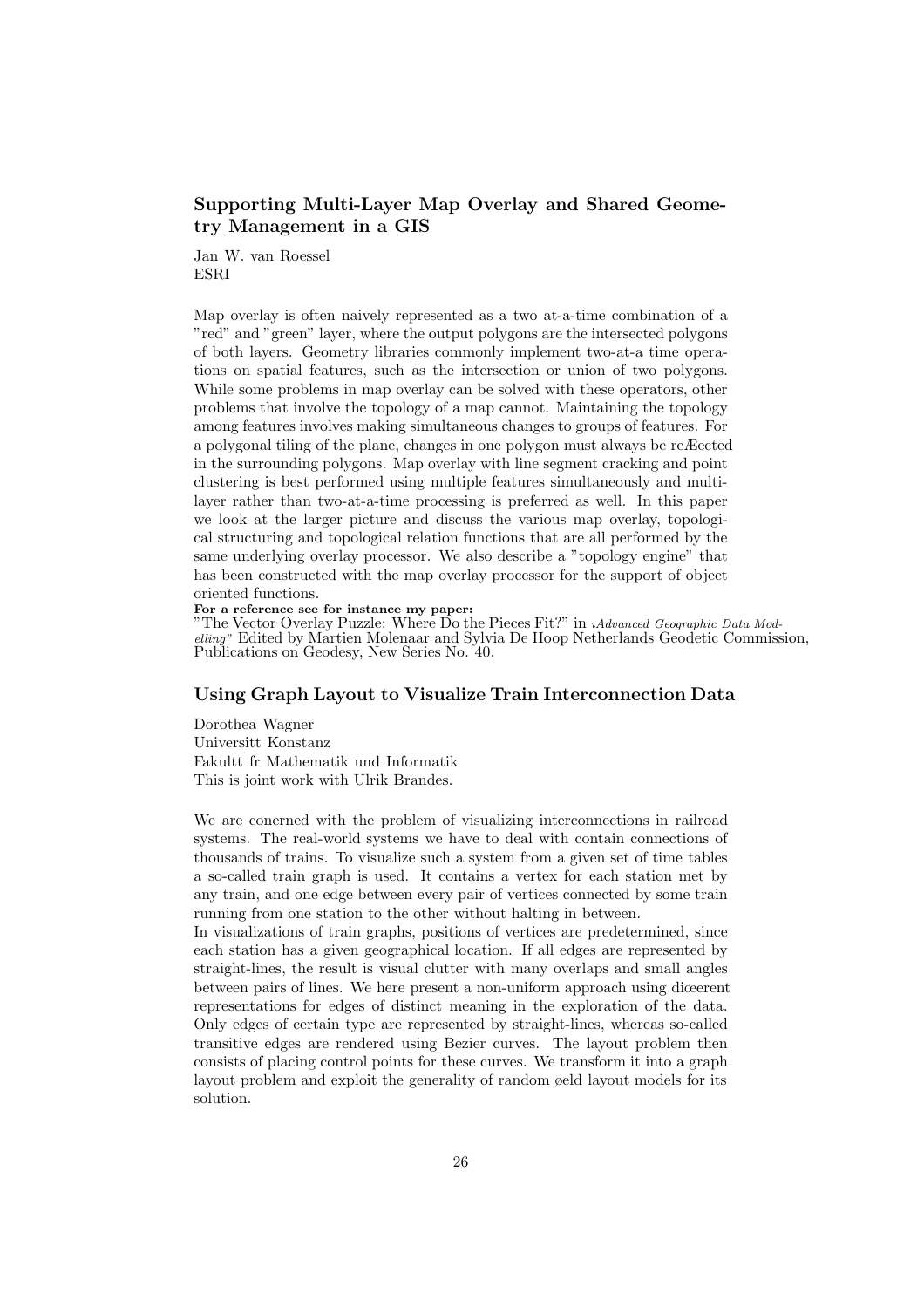### Supporting Multi-Layer Map Overlay and Shared Geometry Management in a GIS

Jan W. van Roessel
ESRI

Map overlay is often naively represented as a two at-a-time combination of a "red" and "green" layer, where the output polygons are the intersected polygons of both layers. Geometry libraries commonly implement two-at-a time operations on spatial features, such as the intersection or union of two polygons. While some problems in map overlay can be solved with these operators, other problems that involve the topology of a map cannot. Maintaining the topology among features involves making simultaneous changes to groups of features. For a polygonal tiling of the plane, changes in one polygon must always be reÆected in the surrounding polygons. Map overlay with line segment cracking and point clustering is best performed using multiple features simultaneously and multi-layer rather than two-at-a-time processing is preferred as well. In this paper we look at the larger picture and discuss the various map overlay, topological structuring and topological relation functions that are all performed by the same underlying overlay processor. We also describe a "topology engine" that has been constructed with the map overlay processor for the support of object oriented functions.

**For a reference see for instance my paper:**
"The Vector Overlay Puzzle: Where Do the Pieces Fit?" in *ıAdvanced Geographic Data Modelling"* Edited by Martien Molenaar and Sylvia De Hoop Netherlands Geodetic Commission, Publications on Geodesy, New Series No. 40.

### Using Graph Layout to Visualize Train Interconnection Data

Dorothea Wagner
Universitt Konstanz
Fakultt fr Mathematik und Informatik
This is joint work with Ulrik Brandes.

We are conerned with the problem of visualizing interconnections in railroad systems. The real-world systems we have to deal with contain connections of thousands of trains. To visualize such a system from a given set of time tables a so-called train graph is used. It contains a vertex for each station met by any train, and one edge between every pair of vertices connected by some train running from one station to the other without halting in between.
In visualizations of train graphs, positions of vertices are predetermined, since each station has a given geographical location. If all edges are represented by straight-lines, the result is visual clutter with many overlaps and small angles between pairs of lines. We here present a non-uniform approach using diœerent representations for edges of distinct meaning in the exploration of the data. Only edges of certain type are represented by straight-lines, whereas so-called transitive edges are rendered using Bezier curves. The layout problem then consists of placing control points for these curves. We transform it into a graph layout problem and exploit the generality of random øeld layout models for its solution.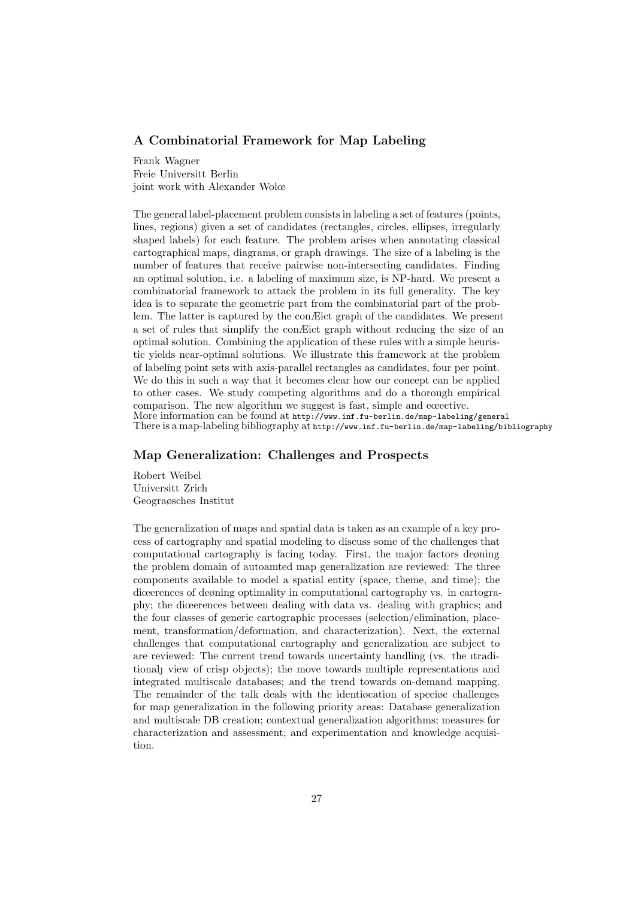### A Combinatorial Framework for Map Labeling

Frank Wagner
Freie Universitt Berlin
joint work with Alexander Wolœ

The general label-placement problem consists in labeling a set of features (points, lines, regions) given a set of candidates (rectangles, circles, ellipses, irregularly shaped labels) for each feature. The problem arises when annotating classical cartographical maps, diagrams, or graph drawings. The size of a labeling is the number of features that receive pairwise non-intersecting candidates. Finding an optimal solution, i.e. a labeling of maximum size, is NP-hard. We present a combinatorial framework to attack the problem in its full generality. The key idea is to separate the geometric part from the combinatorial part of the problem. The latter is captured by the conÆict graph of the candidates. We present a set of rules that simplify the conÆict graph without reducing the size of an optimal solution. Combining the application of these rules with a simple heuristic yields near-optimal solutions. We illustrate this framework at the problem of labeling point sets with axis-parallel rectangles as candidates, four per point. We do this in such a way that it becomes clear how our concept can be applied to other cases. We study competing algorithms and do a thorough empirical comparison. The new algorithm we suggest is fast, simple and eœective.
More information can be found at http://www.inf.fu-berlin.de/map-labeling/general
There is a map-labeling bibliography at http://www.inf.fu-berlin.de/map-labeling/bibliography

### Map Generalization: Challenges and Prospects

Robert Weibel
Universitt Zrich
Geograøsches Institut

The generalization of maps and spatial data is taken as an example of a key process of cartography and spatial modeling to discuss some of the challenges that computational cartography is facing today. First, the major factors deøning the problem domain of autoamted map generalization are reviewed: The three components available to model a spatial entity (space, theme, and time); the diœerences of deøning optimality in computational cartography vs. in cartography; the diœerences between dealing with data vs. dealing with graphics; and the four classes of generic cartographic processes (selection/elimination, placement, transformation/deformation, and characterization). Next, the external challenges that computational cartography and generalization are subject to are reviewed: The current trend towards uncertainty handling (vs. the ıtraditionalȷ view of crisp objects); the move towards multiple representations and integrated multiscale databases; and the trend towards on-demand mapping. The remainder of the talk deals with the identiøcation of speciøc challenges for map generalization in the following priority areas: Database generalization and multiscale DB creation; contextual generalization algorithms; measures for characterization and assessment; and experimentation and knowledge acquisition.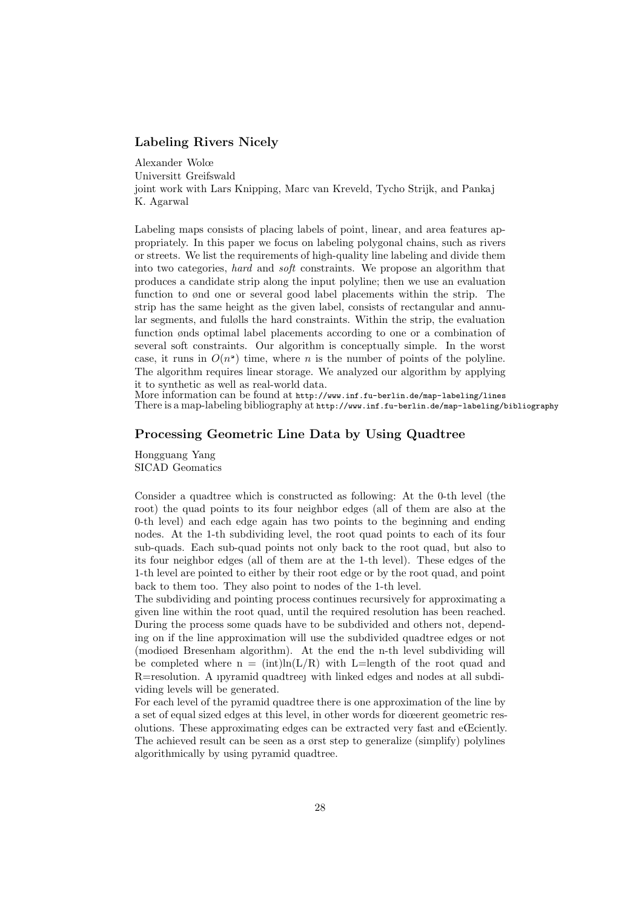## Labeling Rivers Nicely

Alexander Wolœ
Universitt Greifswald
joint work with Lars Knipping, Marc van Kreveld, Tycho Strijk, and Pankaj K. Agarwal

Labeling maps consists of placing labels of point, linear, and area features appropriately. In this paper we focus on labeling polygonal chains, such as rivers or streets. We list the requirements of high-quality line labeling and divide them into two categories, *hard* and *soft* constraints. We propose an algorithm that produces a candidate strip along the input polyline; then we use an evaluation function to ønd one or several good label placements within the strip. The strip has the same height as the given label, consists of rectangular and annular segments, and fuløll̄s the hard constraints. Within the strip, the evaluation function ønds optimal label placements according to one or a combination of several soft constraints. Our algorithm is conceptually simple. In the worst case, it runs in $O(n^2)$ time, where $n$ is the number of points of the polyline. The algorithm requires linear storage. We analyzed our algorithm by applying it to synthetic as well as real-world data.
More information can be found at http://www.inf.fu-berlin.de/map-labeling/lines
There is a map-labeling bibliography at http://www.inf.fu-berlin.de/map-labeling/bibliography

## Processing Geometric Line Data by Using Quadtree

Hongguang Yang
SICAD Geomatics

Consider a quadtree which is constructed as following: At the 0-th level (the root) the quad points to its four neighbor edges (all of them are also at the 0-th level) and each edge again has two points to the beginning and ending nodes. At the 1-th subdividing level, the root quad points to each of its four sub-quads. Each sub-quad points not only back to the root quad, but also to its four neighbor edges (all of them are at the 1-th level). These edges of the 1-th level are pointed to either by their root edge or by the root quad, and point back to them too. They also point to nodes of the 1-th level.
The subdividing and pointing process continues recursively for approximating a given line within the root quad, until the required resolution has been reached. During the process some quads have to be subdivided and others not, depending on if the line approximation will use the subdivided quadtree edges or not (modiøed Bresenham algorithm). At the end the n-th level subdividing will be completed where n = (int)ln(L/R) with L=length of the root quad and R=resolution. A ıpyramid quadtreeȷ with linked edges and nodes at all subdividing levels will be generated.
For each level of the pyramid quadtree there is one approximation of the line by a set of equal sized edges at this level, in other words for diœerent geometric resolutions. These approximating edges can be extracted very fast and eŒciently. The achieved result can be seen as a ørst step to generalize (simplify) polylines algorithmically by using pyramid quadtree.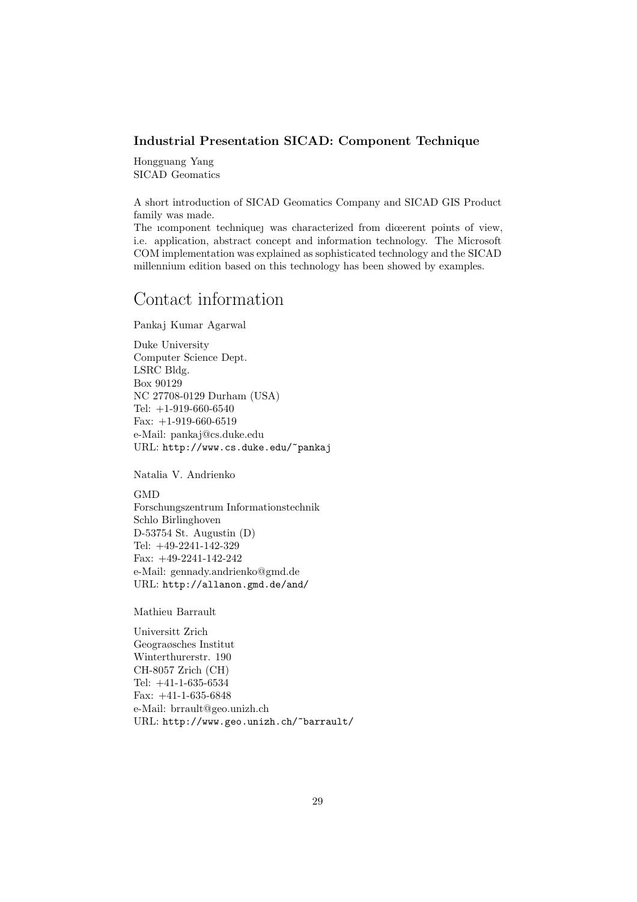### Industrial Presentation SICAD: Component Technique

Hongguang Yang
SICAD Geomatics

A short introduction of SICAD Geomatics Company and SICAD GIS Product family was made.
The ıcomponent techniqueȷ was characterized from diœerent points of view, i.e. application, abstract concept and information technology. The Microsoft COM implementation was explained as sophisticated technology and the SICAD millennium edition based on this technology has been showed by examples.

# Contact information

Pankaj Kumar Agarwal

Duke University
Computer Science Dept.
LSRC Bldg.
Box 90129
NC 27708-0129 Durham (USA)
Tel: +1-919-660-6540
Fax: +1-919-660-6519
e-Mail: pankaj@cs.duke.edu
URL: `http://www.cs.duke.edu/~pankaj`

Natalia V. Andrienko

GMD
Forschungszentrum Informationstechnik
Schlo Birlinghoven
D-53754 St. Augustin (D)
Tel: +49-2241-142-329
Fax: +49-2241-142-242
e-Mail: gennady.andrienko@gmd.de
URL: `http://allanon.gmd.de/and/`

Mathieu Barrault

Universitt Zrich
Geograøsches Institut
Winterthurerstr. 190
CH-8057 Zrich (CH)
Tel: +41-1-635-6534
Fax: +41-1-635-6848
e-Mail: brrault@geo.unizh.ch
URL: `http://www.geo.unizh.ch/~barrault/`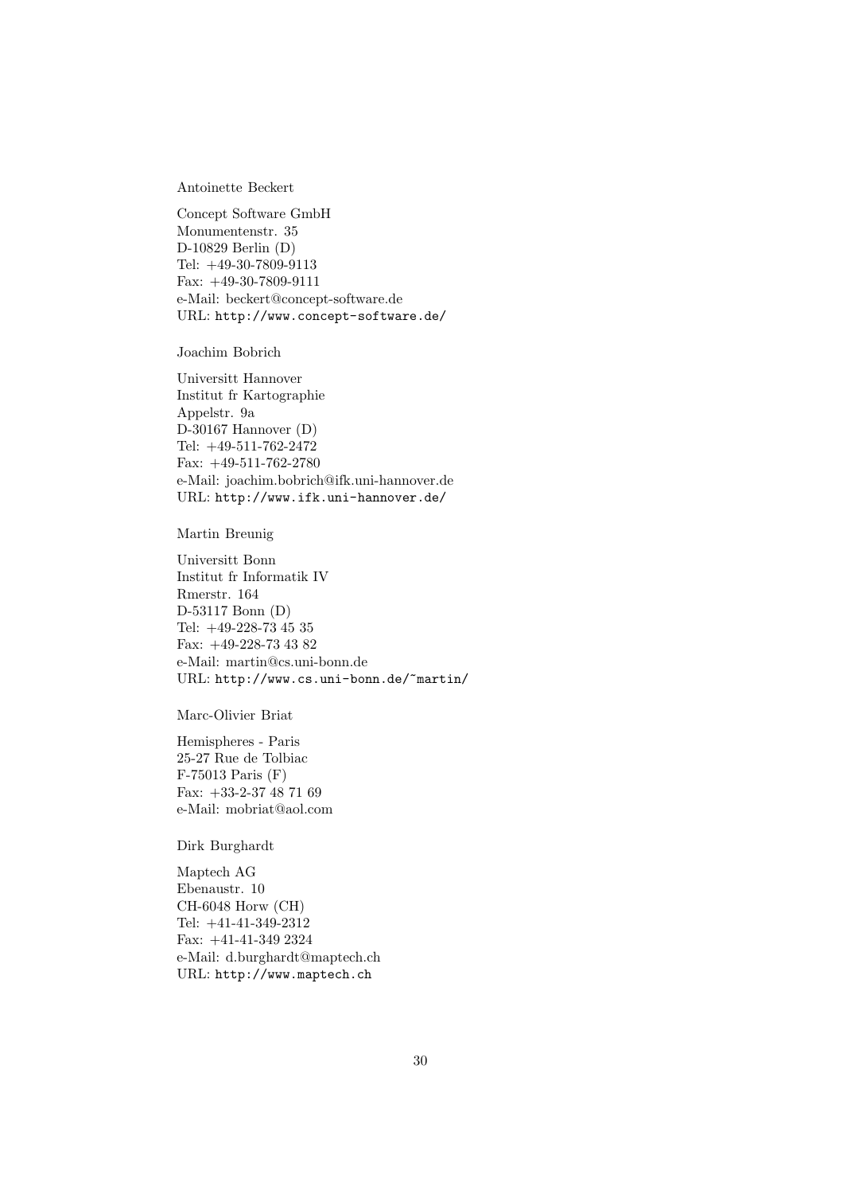Antoinette Beckert

Concept Software GmbH
Monumentenstr. 35
D-10829 Berlin (D)
Tel: +49-30-7809-9113
Fax: +49-30-7809-9111
e-Mail: beckert@concept-software.de
URL: http://www.concept-software.de/

Joachim Bobrich

Universitt Hannover
Institut fr Kartographie
Appelstr. 9a
D-30167 Hannover (D)
Tel: +49-511-762-2472
Fax: +49-511-762-2780
e-Mail: joachim.bobrich@ifk.uni-hannover.de
URL: http://www.ifk.uni-hannover.de/

Martin Breunig

Universitt Bonn
Institut fr Informatik IV
Rmerstr. 164
D-53117 Bonn (D)
Tel: +49-228-73 45 35
Fax: +49-228-73 43 82
e-Mail: martin@cs.uni-bonn.de
URL: http://www.cs.uni-bonn.de/~martin/

Marc-Olivier Briat

Hemispheres - Paris
25-27 Rue de Tolbiac
F-75013 Paris (F)
Fax: +33-2-37 48 71 69
e-Mail: mobriat@aol.com

Dirk Burghardt

Maptech AG
Ebenaustr. 10
CH-6048 Horw (CH)
Tel: +41-41-349-2312
Fax: +41-41-349 2324
e-Mail: d.burghardt@maptech.ch
URL: http://www.maptech.ch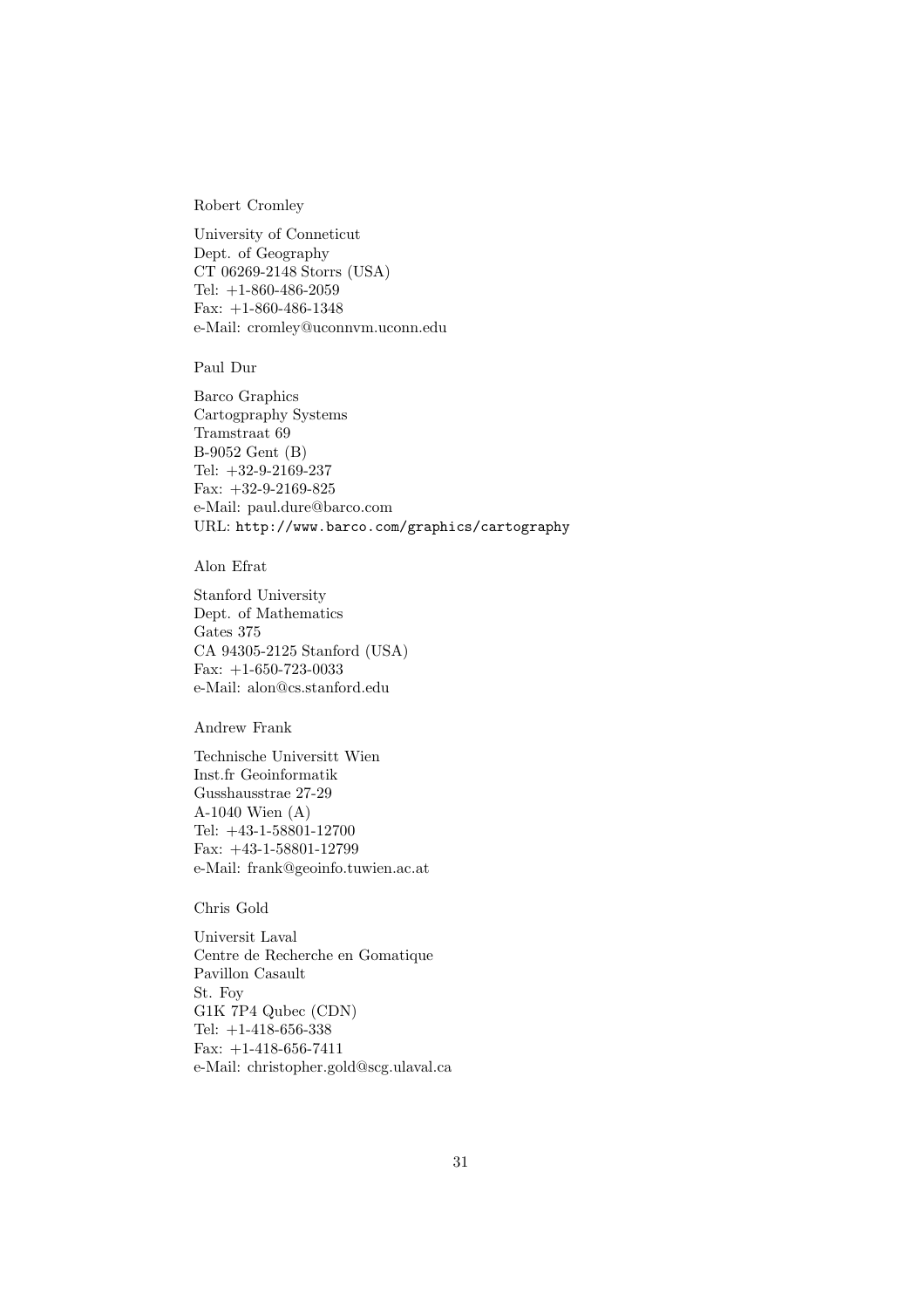Robert Cromley

University of Conneticut
Dept. of Geography
CT 06269-2148 Storrs (USA)
Tel: +1-860-486-2059
Fax: +1-860-486-1348
e-Mail: cromley@uconnvm.uconn.edu

Paul Dur

Barco Graphics
Cartogpraphy Systems
Tramstraat 69
B-9052 Gent (B)
Tel: +32-9-2169-237
Fax: +32-9-2169-825
e-Mail: paul.dure@barco.com
URL: http://www.barco.com/graphics/cartography

Alon Efrat

Stanford University
Dept. of Mathematics
Gates 375
CA 94305-2125 Stanford (USA)
Fax: +1-650-723-0033
e-Mail: alon@cs.stanford.edu

Andrew Frank

Technische Universitt Wien
Inst.fr Geoinformatik
Gusshausstrae 27-29
A-1040 Wien (A)
Tel: +43-1-58801-12700
Fax: +43-1-58801-12799
e-Mail: frank@geoinfo.tuwien.ac.at

Chris Gold

Universit Laval
Centre de Recherche en Gomatique
Pavillon Casault
St. Foy
G1K 7P4 Qubec (CDN)
Tel: +1-418-656-338
Fax: +1-418-656-7411
e-Mail: christopher.gold@scg.ulaval.ca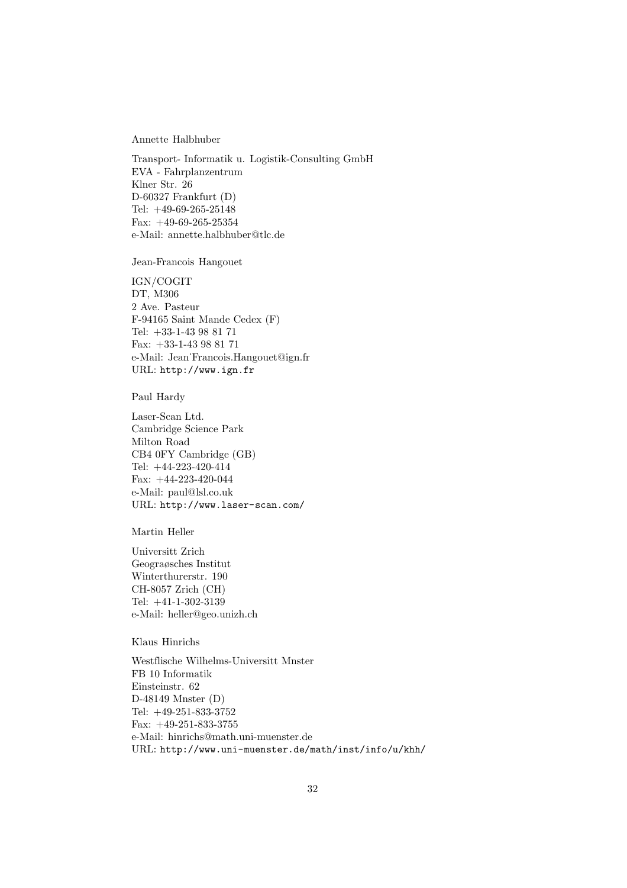Annette Halbhuber

Transport- Informatik u. Logistik-Consulting GmbH
EVA - Fahrplanzentrum
Klner Str. 26
D-60327 Frankfurt (D)
Tel: +49-69-265-25148
Fax: +49-69-265-25354
e-Mail: annette.halbhuber@tlc.de

Jean-Francois Hangouet

IGN/COGIT
DT, M306
2 Ave. Pasteur
F-94165 Saint Mande Cedex (F)
Tel: +33-1-43 98 81 71
Fax: +33-1-43 98 81 71
e-Mail: Jean˙Francois.Hangouet@ign.fr
URL: `http://www.ign.fr`

Paul Hardy

Laser-Scan Ltd.
Cambridge Science Park
Milton Road
CB4 0FY Cambridge (GB)
Tel: +44-223-420-414
Fax: +44-223-420-044
e-Mail: paul@lsl.co.uk
URL: `http://www.laser-scan.com/`

Martin Heller

Universitt Zrich
Geograøsches Institut
Winterthurerstr. 190
CH-8057 Zrich (CH)
Tel: +41-1-302-3139
e-Mail: heller@geo.unizh.ch

Klaus Hinrichs

Westflische Wilhelms-Universitt Mnster
FB 10 Informatik
Einsteinstr. 62
D-48149 Mnster (D)
Tel: +49-251-833-3752
Fax: +49-251-833-3755
e-Mail: hinrichs@math.uni-muenster.de
URL: `http://www.uni-muenster.de/math/inst/info/u/khh/`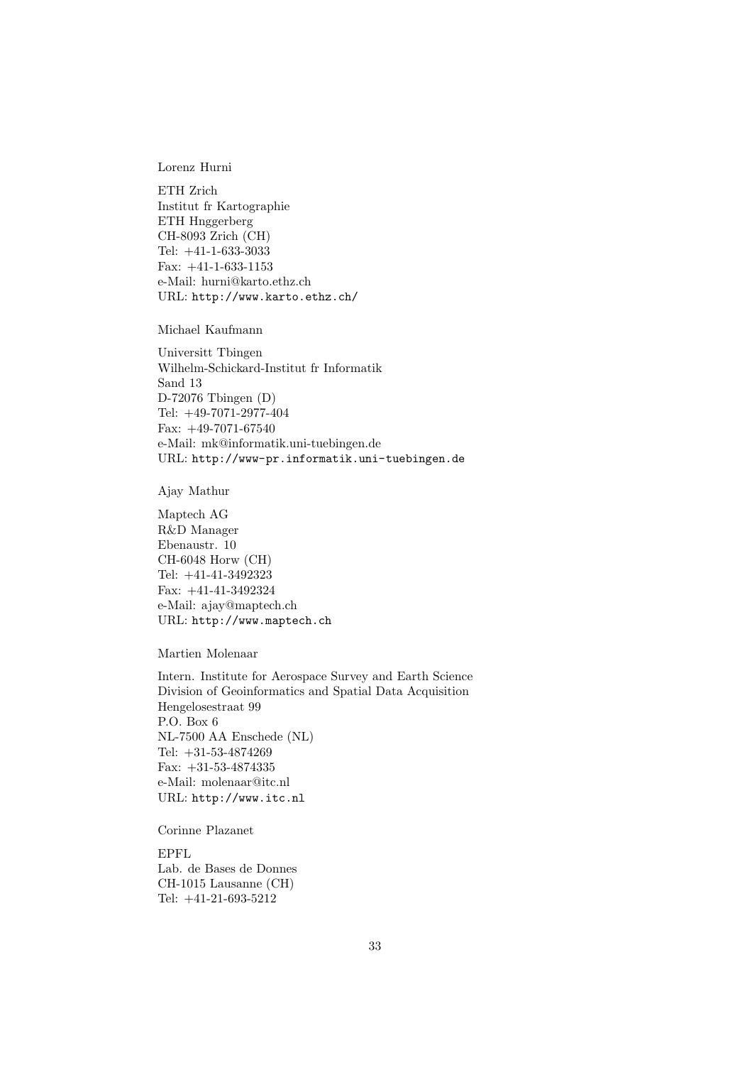Lorenz Hurni

ETH Zrich
Institut fr Kartographie
ETH Hnggerberg
CH-8093 Zrich (CH)
Tel: +41-1-633-3033
Fax: +41-1-633-1153
e-Mail: hurni@karto.ethz.ch
URL: http://www.karto.ethz.ch/

Michael Kaufmann

Universitt Tbingen
Wilhelm-Schickard-Institut fr Informatik
Sand 13
D-72076 Tbingen (D)
Tel: +49-7071-2977-404
Fax: +49-7071-67540
e-Mail: mk@informatik.uni-tuebingen.de
URL: http://www-pr.informatik.uni-tuebingen.de

Ajay Mathur

Maptech AG
R&D Manager
Ebenaustr. 10
CH-6048 Horw (CH)
Tel: +41-41-3492323
Fax: +41-41-3492324
e-Mail: ajay@maptech.ch
URL: http://www.maptech.ch

Martien Molenaar

Intern. Institute for Aerospace Survey and Earth Science
Division of Geoinformatics and Spatial Data Acquisition
Hengelosestraat 99
P.O. Box 6
NL-7500 AA Enschede (NL)
Tel: +31-53-4874269
Fax: +31-53-4874335
e-Mail: molenaar@itc.nl
URL: http://www.itc.nl

Corinne Plazanet

EPFL
Lab. de Bases de Donnes
CH-1015 Lausanne (CH)
Tel: +41-21-693-5212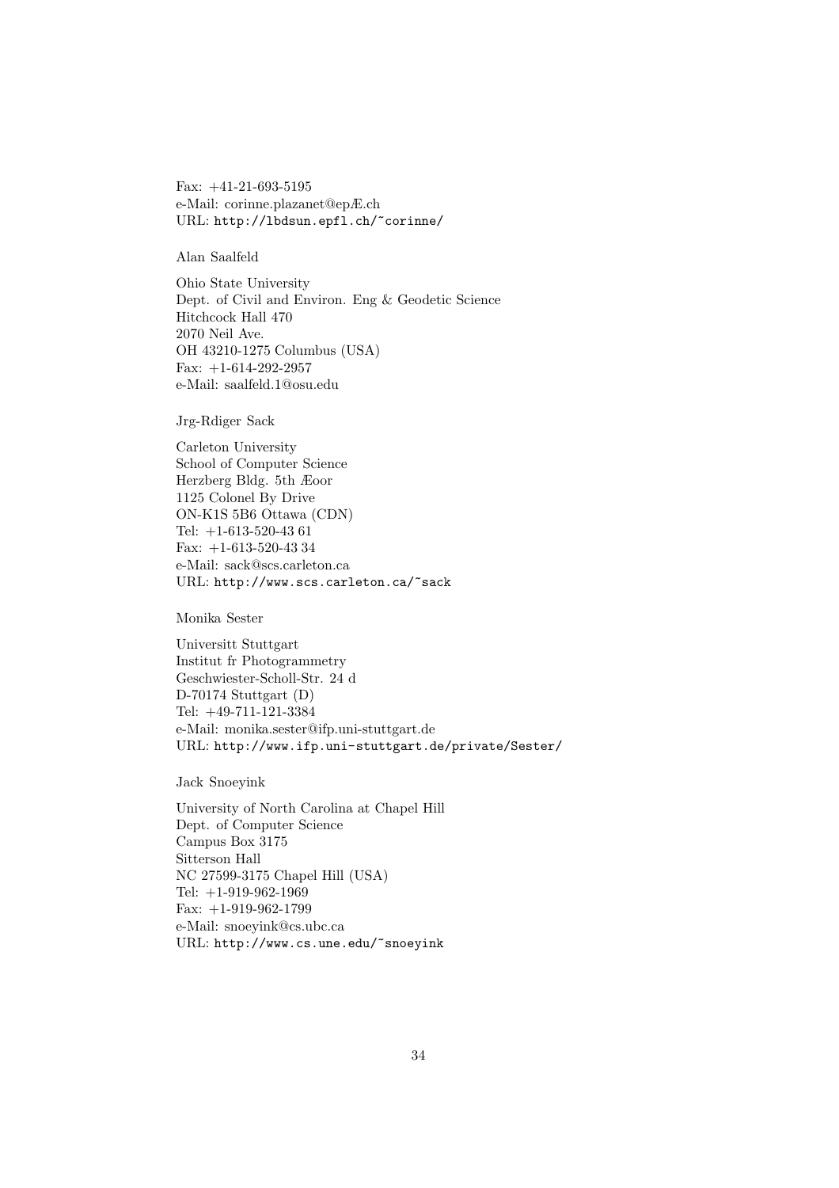Fax: +41-21-693-5195
e-Mail: corinne.plazanet@epÆ.ch
URL: http://lbdsun.epfl.ch/~corinne/

Alan Saalfeld

Ohio State University
Dept. of Civil and Environ. Eng & Geodetic Science
Hitchcock Hall 470
2070 Neil Ave.
OH 43210-1275 Columbus (USA)
Fax: +1-614-292-2957
e-Mail: saalfeld.1@osu.edu

Jrg-Rdiger Sack

Carleton University
School of Computer Science
Herzberg Bldg. 5th Æoor
1125 Colonel By Drive
ON-K1S 5B6 Ottawa (CDN)
Tel: +1-613-520-43 61
Fax: +1-613-520-43 34
e-Mail: sack@scs.carleton.ca
URL: http://www.scs.carleton.ca/~sack

Monika Sester

Universitt Stuttgart
Institut fr Photogrammetry
Geschwiester-Scholl-Str. 24 d
D-70174 Stuttgart (D)
Tel: +49-711-121-3384
e-Mail: monika.sester@ifp.uni-stuttgart.de
URL: http://www.ifp.uni-stuttgart.de/private/Sester/

Jack Snoeyink

University of North Carolina at Chapel Hill
Dept. of Computer Science
Campus Box 3175
Sitterson Hall
NC 27599-3175 Chapel Hill (USA)
Tel: +1-919-962-1969
Fax: +1-919-962-1799
e-Mail: snoeyink@cs.ubc.ca
URL: http://www.cs.une.edu/~snoeyink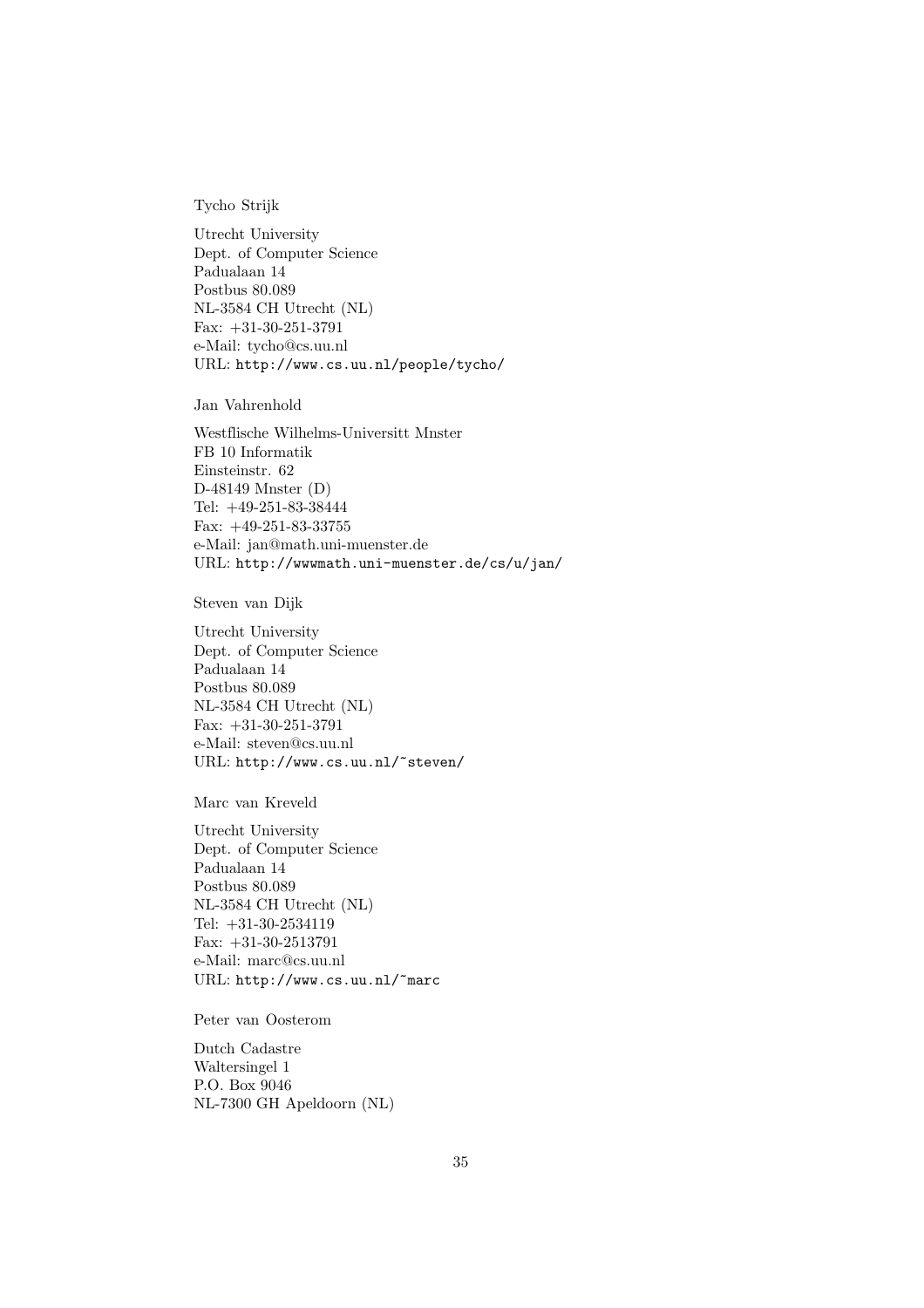Tycho Strijk

Utrecht University
Dept. of Computer Science
Padualaan 14
Postbus 80.089
NL-3584 CH Utrecht (NL)
Fax: +31-30-251-3791
e-Mail: tycho@cs.uu.nl
URL: http://www.cs.uu.nl/people/tycho/

Jan Vahrenhold

Westflische Wilhelms-Universitt Mnster
FB 10 Informatik
Einsteinstr. 62
D-48149 Mnster (D)
Tel: +49-251-83-38444
Fax: +49-251-83-33755
e-Mail: jan@math.uni-muenster.de
URL: http://wwwmath.uni-muenster.de/cs/u/jan/

Steven van Dijk

Utrecht University
Dept. of Computer Science
Padualaan 14
Postbus 80.089
NL-3584 CH Utrecht (NL)
Fax: +31-30-251-3791
e-Mail: steven@cs.uu.nl
URL: http://www.cs.uu.nl/~steven/

Marc van Kreveld

Utrecht University
Dept. of Computer Science
Padualaan 14
Postbus 80.089
NL-3584 CH Utrecht (NL)
Tel: +31-30-2534119
Fax: +31-30-2513791
e-Mail: marc@cs.uu.nl
URL: http://www.cs.uu.nl/~marc

Peter van Oosterom

Dutch Cadastre
Waltersingel 1
P.O. Box 9046
NL-7300 GH Apeldoorn (NL)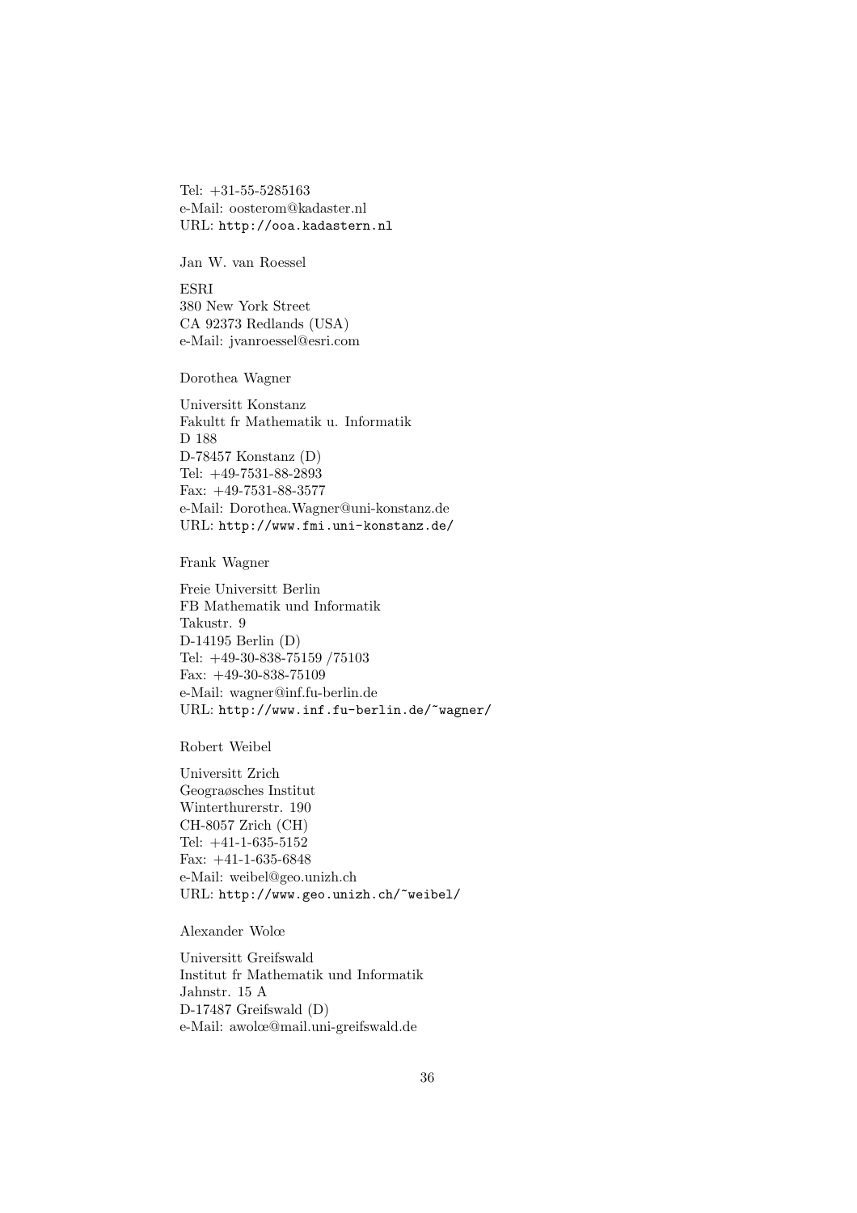Tel: +31-55-5285163
e-Mail: oosterom@kadaster.nl
URL: http://ooa.kadastern.nl

Jan W. van Roessel

ESRI
380 New York Street
CA 92373 Redlands (USA)
e-Mail: jvanroessel@esri.com

Dorothea Wagner

Universitt Konstanz
Fakultt fr Mathematik u. Informatik
D 188
D-78457 Konstanz (D)
Tel: +49-7531-88-2893
Fax: +49-7531-88-3577
e-Mail: Dorothea.Wagner@uni-konstanz.de
URL: http://www.fmi.uni-konstanz.de/

Frank Wagner

Freie Universitt Berlin
FB Mathematik und Informatik
Takustr. 9
D-14195 Berlin (D)
Tel: +49-30-838-75159 /75103
Fax: +49-30-838-75109
e-Mail: wagner@inf.fu-berlin.de
URL: http://www.inf.fu-berlin.de/~wagner/

Robert Weibel

Universitt Zrich
Geograøsches Institut
Winterthurerstr. 190
CH-8057 Zrich (CH)
Tel: +41-1-635-5152
Fax: +41-1-635-6848
e-Mail: weibel@geo.unizh.ch
URL: http://www.geo.unizh.ch/~weibel/

Alexander Wolœ

Universitt Greifswald
Institut fr Mathematik und Informatik
Jahnstr. 15 A
D-17487 Greifswald (D)
e-Mail: awolœ@mail.uni-greifswald.de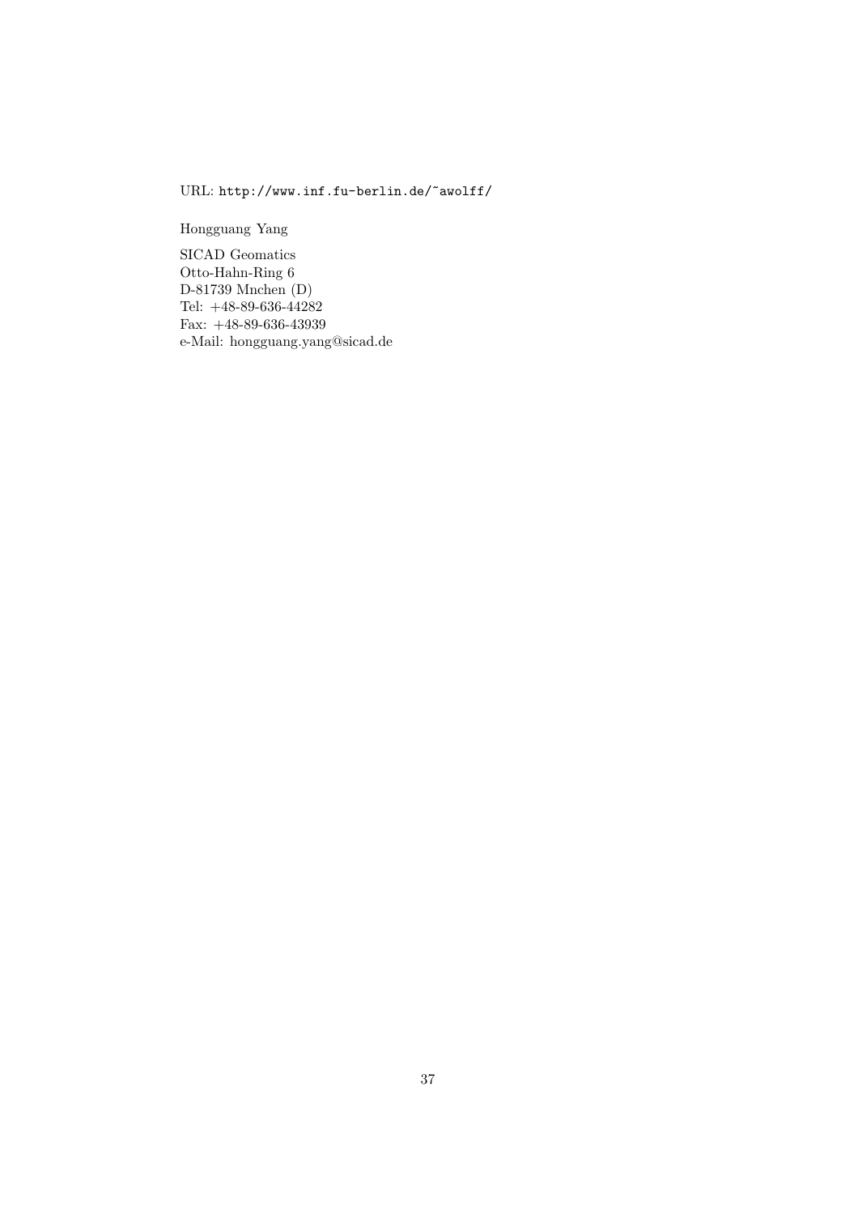URL: http://www.inf.fu-berlin.de/~awolff/

Hongguang Yang

SICAD Geomatics
Otto-Hahn-Ring 6
D-81739 Mnchen (D)
Tel: +48-89-636-44282
Fax: +48-89-636-43939
e-Mail: hongguang.yang@sicad.de